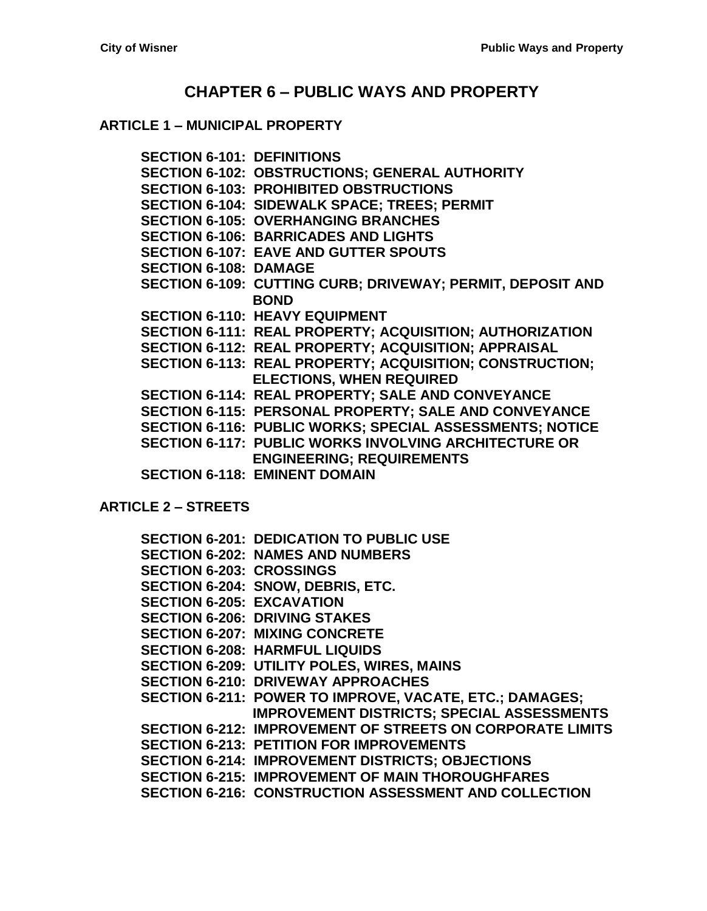# CHAPTER 6 – PUBLIC WAYS AND PROPERTY

## ARTICLE 1 – MUNICIPAL PROPERTY

**SECTION 6-101: DEFINITIONS**
**SECTION 6-102: OBSTRUCTIONS; GENERAL AUTHORITY**
**SECTION 6-103: PROHIBITED OBSTRUCTIONS**
**SECTION 6-104: SIDEWALK SPACE; TREES; PERMIT**
**SECTION 6-105: OVERHANGING BRANCHES**
**SECTION 6-106: BARRICADES AND LIGHTS**
**SECTION 6-107: EAVE AND GUTTER SPOUTS**
**SECTION 6-108: DAMAGE**
**SECTION 6-109: CUTTING CURB; DRIVEWAY; PERMIT, DEPOSIT AND BOND**
**SECTION 6-110: HEAVY EQUIPMENT**
**SECTION 6-111: REAL PROPERTY; ACQUISITION; AUTHORIZATION**
**SECTION 6-112: REAL PROPERTY; ACQUISITION; APPRAISAL**
**SECTION 6-113: REAL PROPERTY; ACQUISITION; CONSTRUCTION; ELECTIONS, WHEN REQUIRED**
**SECTION 6-114: REAL PROPERTY; SALE AND CONVEYANCE**
**SECTION 6-115: PERSONAL PROPERTY; SALE AND CONVEYANCE**
**SECTION 6-116: PUBLIC WORKS; SPECIAL ASSESSMENTS; NOTICE**
**SECTION 6-117: PUBLIC WORKS INVOLVING ARCHITECTURE OR ENGINEERING; REQUIREMENTS**
**SECTION 6-118: EMINENT DOMAIN**

## ARTICLE 2 – STREETS

**SECTION 6-201: DEDICATION TO PUBLIC USE**
**SECTION 6-202: NAMES AND NUMBERS**
**SECTION 6-203: CROSSINGS**
**SECTION 6-204: SNOW, DEBRIS, ETC.**
**SECTION 6-205: EXCAVATION**
**SECTION 6-206: DRIVING STAKES**
**SECTION 6-207: MIXING CONCRETE**
**SECTION 6-208: HARMFUL LIQUIDS**
**SECTION 6-209: UTILITY POLES, WIRES, MAINS**
**SECTION 6-210: DRIVEWAY APPROACHES**
**SECTION 6-211: POWER TO IMPROVE, VACATE, ETC.; DAMAGES; IMPROVEMENT DISTRICTS; SPECIAL ASSESSMENTS**
**SECTION 6-212: IMPROVEMENT OF STREETS ON CORPORATE LIMITS**
**SECTION 6-213: PETITION FOR IMPROVEMENTS**
**SECTION 6-214: IMPROVEMENT DISTRICTS; OBJECTIONS**
**SECTION 6-215: IMPROVEMENT OF MAIN THOROUGHFARES**
**SECTION 6-216: CONSTRUCTION ASSESSMENT AND COLLECTION**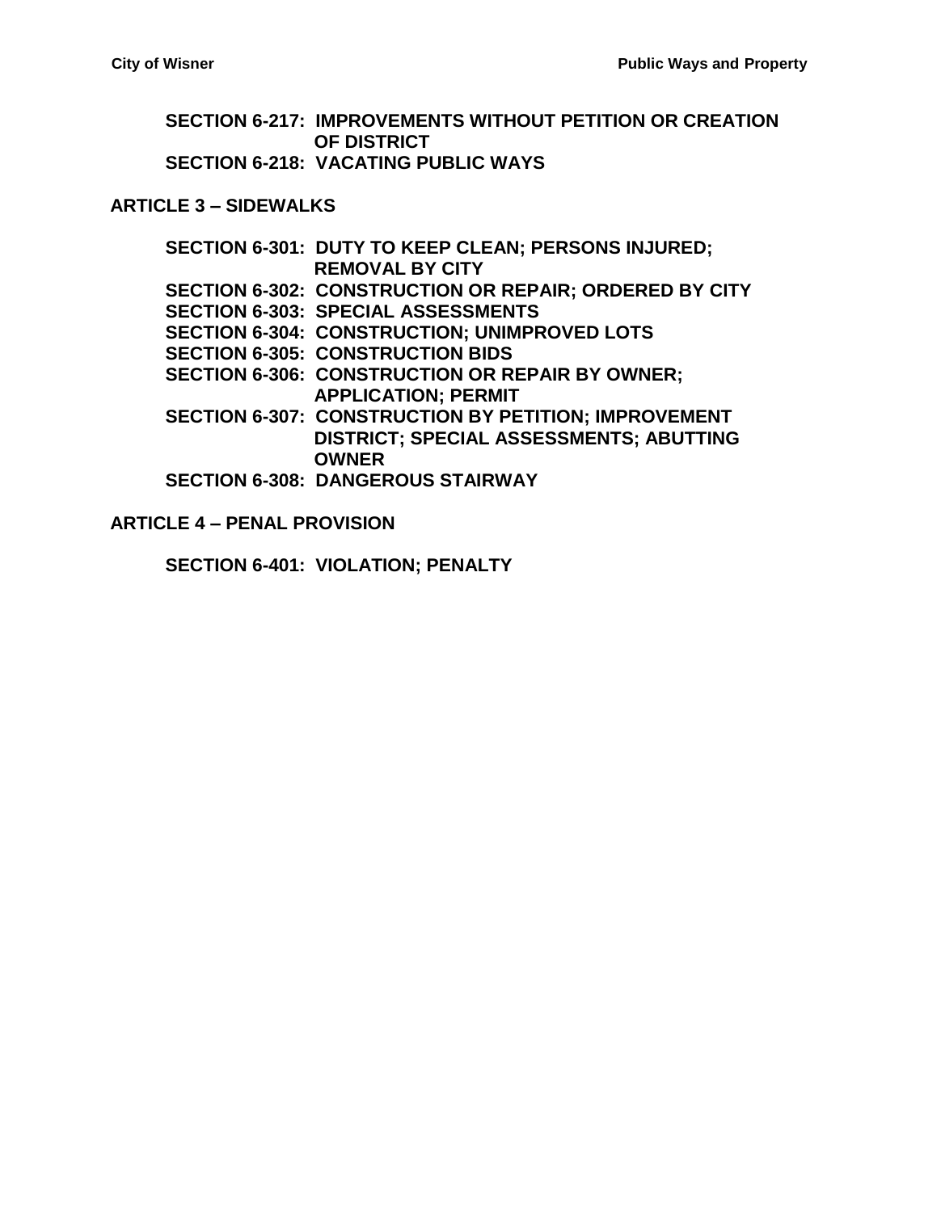**SECTION 6-217: IMPROVEMENTS WITHOUT PETITION OR CREATION OF DISTRICT**
**SECTION 6-218: VACATING PUBLIC WAYS**

## ARTICLE 3 – SIDEWALKS

**SECTION 6-301: DUTY TO KEEP CLEAN; PERSONS INJURED; REMOVAL BY CITY**
**SECTION 6-302: CONSTRUCTION OR REPAIR; ORDERED BY CITY**
**SECTION 6-303: SPECIAL ASSESSMENTS**
**SECTION 6-304: CONSTRUCTION; UNIMPROVED LOTS**
**SECTION 6-305: CONSTRUCTION BIDS**
**SECTION 6-306: CONSTRUCTION OR REPAIR BY OWNER; APPLICATION; PERMIT**
**SECTION 6-307: CONSTRUCTION BY PETITION; IMPROVEMENT DISTRICT; SPECIAL ASSESSMENTS; ABUTTING OWNER**
**SECTION 6-308: DANGEROUS STAIRWAY**

## ARTICLE 4 – PENAL PROVISION

**SECTION 6-401: VIOLATION; PENALTY**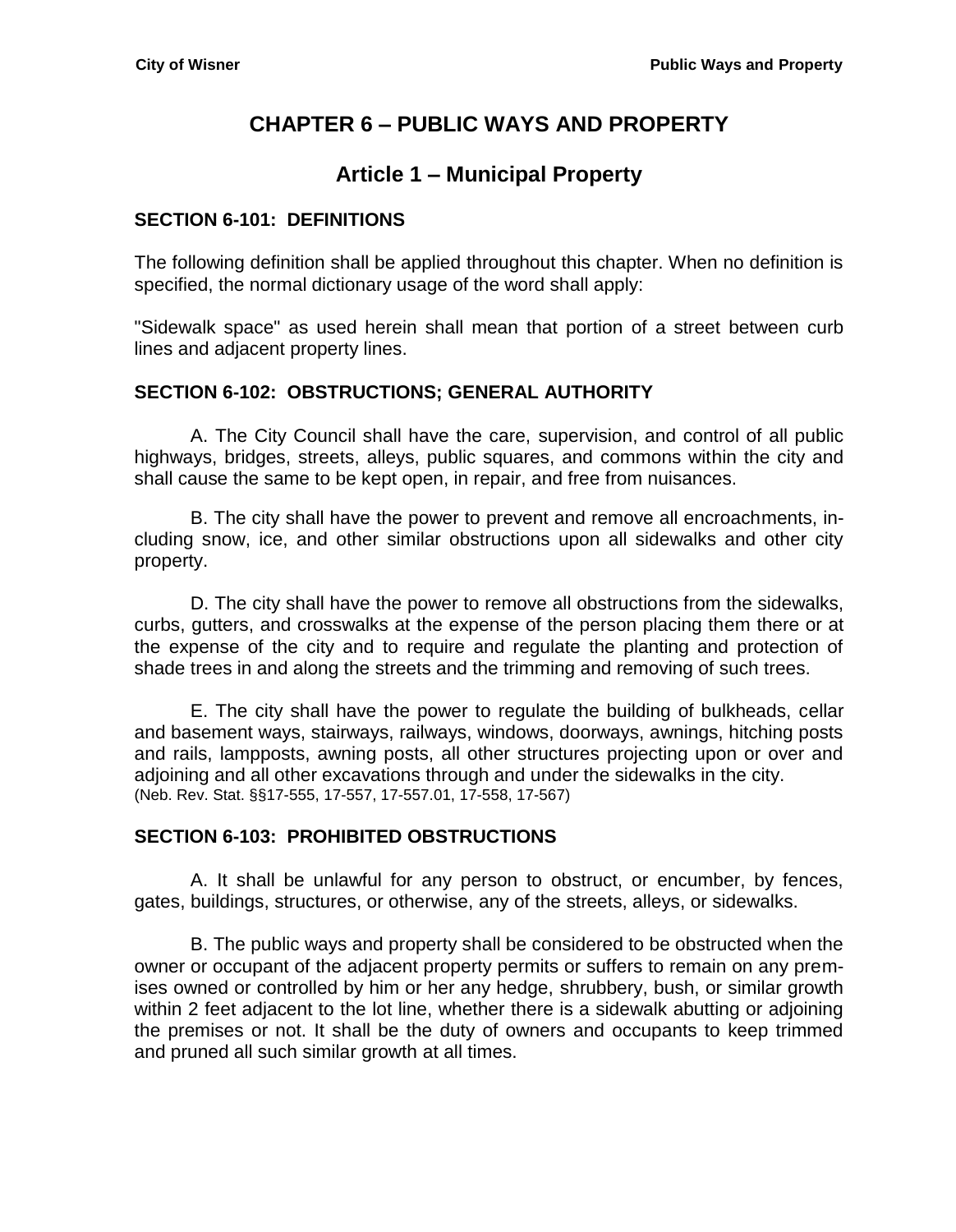# CHAPTER 6 – PUBLIC WAYS AND PROPERTY

## Article 1 – Municipal Property

### SECTION 6-101: DEFINITIONS

The following definition shall be applied throughout this chapter. When no definition is specified, the normal dictionary usage of the word shall apply:

"Sidewalk space" as used herein shall mean that portion of a street between curb lines and adjacent property lines.

### SECTION 6-102: OBSTRUCTIONS; GENERAL AUTHORITY

A. The City Council shall have the care, supervision, and control of all public highways, bridges, streets, alleys, public squares, and commons within the city and shall cause the same to be kept open, in repair, and free from nuisances.

B. The city shall have the power to prevent and remove all encroachments, including snow, ice, and other similar obstructions upon all sidewalks and other city property.

D. The city shall have the power to remove all obstructions from the sidewalks, curbs, gutters, and crosswalks at the expense of the person placing them there or at the expense of the city and to require and regulate the planting and protection of shade trees in and along the streets and the trimming and removing of such trees.

E. The city shall have the power to regulate the building of bulkheads, cellar and basement ways, stairways, railways, windows, doorways, awnings, hitching posts and rails, lampposts, awning posts, all other structures projecting upon or over and adjoining and all other excavations through and under the sidewalks in the city.
(Neb. Rev. Stat. §§17-555, 17-557, 17-557.01, 17-558, 17-567)

### SECTION 6-103: PROHIBITED OBSTRUCTIONS

A. It shall be unlawful for any person to obstruct, or encumber, by fences, gates, buildings, structures, or otherwise, any of the streets, alleys, or sidewalks.

B. The public ways and property shall be considered to be obstructed when the owner or occupant of the adjacent property permits or suffers to remain on any premises owned or controlled by him or her any hedge, shrubbery, bush, or similar growth within 2 feet adjacent to the lot line, whether there is a sidewalk abutting or adjoining the premises or not. It shall be the duty of owners and occupants to keep trimmed and pruned all such similar growth at all times.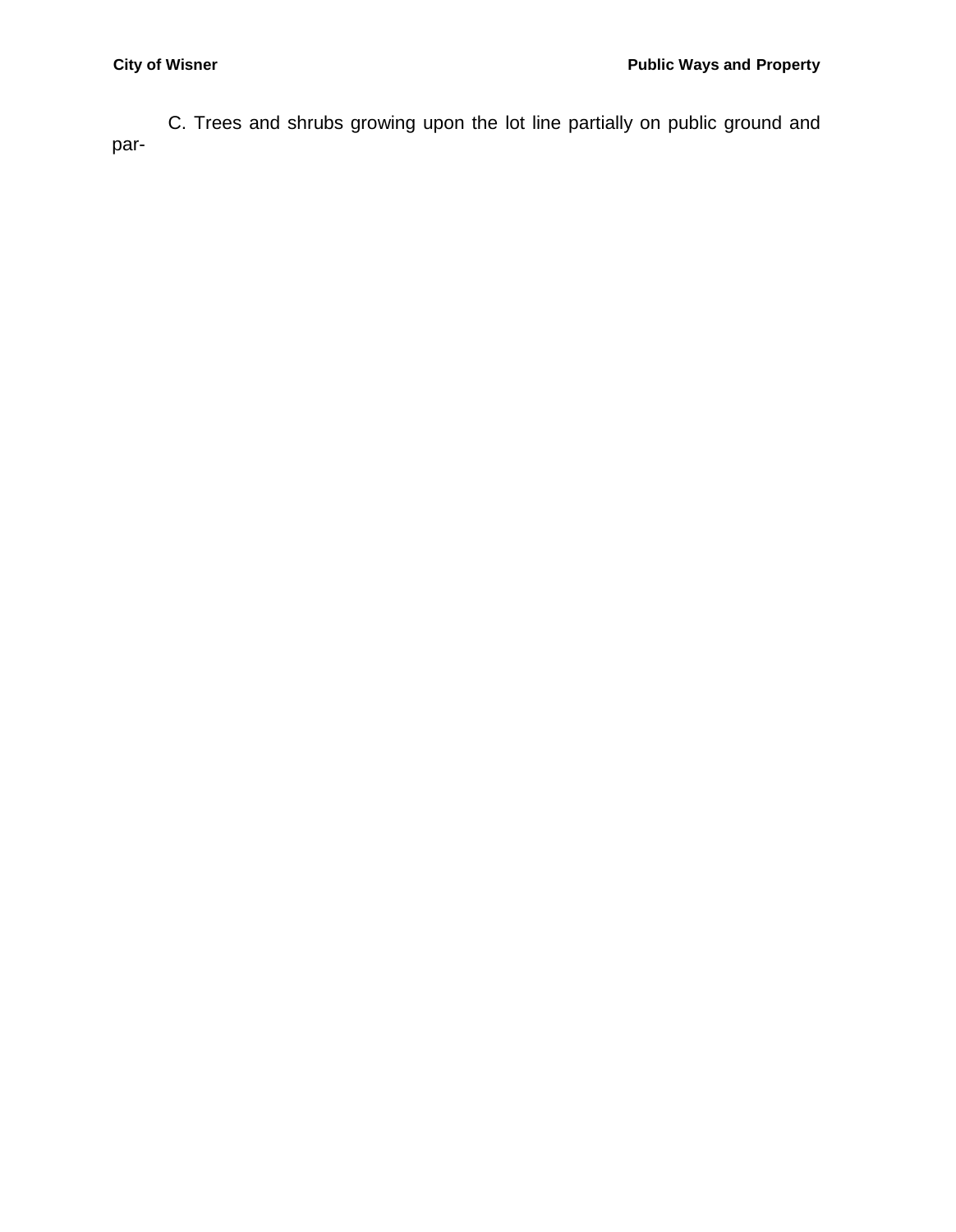C. Trees and shrubs growing upon the lot line partially on public ground and par-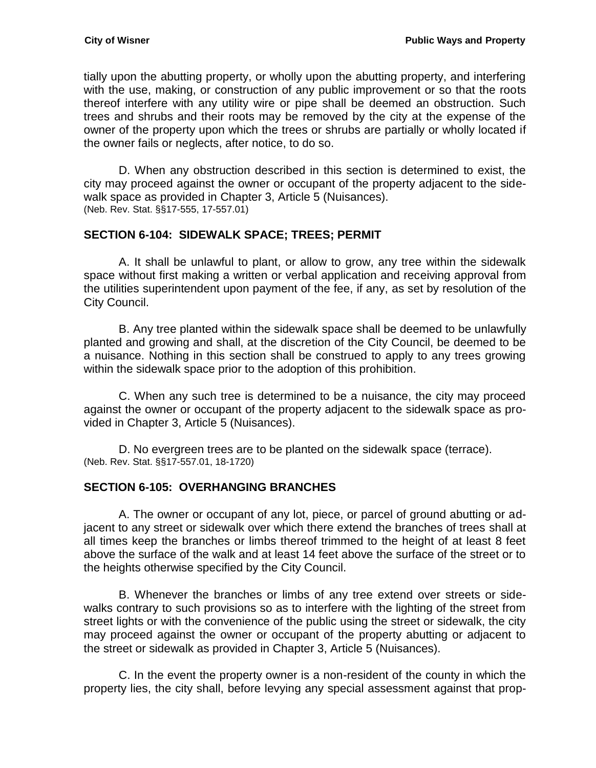tially upon the abutting property, or wholly upon the abutting property, and interfering with the use, making, or construction of any public improvement or so that the roots thereof interfere with any utility wire or pipe shall be deemed an obstruction. Such trees and shrubs and their roots may be removed by the city at the expense of the owner of the property upon which the trees or shrubs are partially or wholly located if the owner fails or neglects, after notice, to do so.

D. When any obstruction described in this section is determined to exist, the city may proceed against the owner or occupant of the property adjacent to the sidewalk space as provided in Chapter 3, Article 5 (Nuisances).
(Neb. Rev. Stat. §§17-555, 17-557.01)

## SECTION 6-104: SIDEWALK SPACE; TREES; PERMIT

A. It shall be unlawful to plant, or allow to grow, any tree within the sidewalk space without first making a written or verbal application and receiving approval from the utilities superintendent upon payment of the fee, if any, as set by resolution of the City Council.

B. Any tree planted within the sidewalk space shall be deemed to be unlawfully planted and growing and shall, at the discretion of the City Council, be deemed to be a nuisance. Nothing in this section shall be construed to apply to any trees growing within the sidewalk space prior to the adoption of this prohibition.

C. When any such tree is determined to be a nuisance, the city may proceed against the owner or occupant of the property adjacent to the sidewalk space as provided in Chapter 3, Article 5 (Nuisances).

D. No evergreen trees are to be planted on the sidewalk space (terrace).
(Neb. Rev. Stat. §§17-557.01, 18-1720)

## SECTION 6-105: OVERHANGING BRANCHES

A. The owner or occupant of any lot, piece, or parcel of ground abutting or adjacent to any street or sidewalk over which there extend the branches of trees shall at all times keep the branches or limbs thereof trimmed to the height of at least 8 feet above the surface of the walk and at least 14 feet above the surface of the street or to the heights otherwise specified by the City Council.

B. Whenever the branches or limbs of any tree extend over streets or sidewalks contrary to such provisions so as to interfere with the lighting of the street from street lights or with the convenience of the public using the street or sidewalk, the city may proceed against the owner or occupant of the property abutting or adjacent to the street or sidewalk as provided in Chapter 3, Article 5 (Nuisances).

C. In the event the property owner is a non-resident of the county in which the property lies, the city shall, before levying any special assessment against that prop-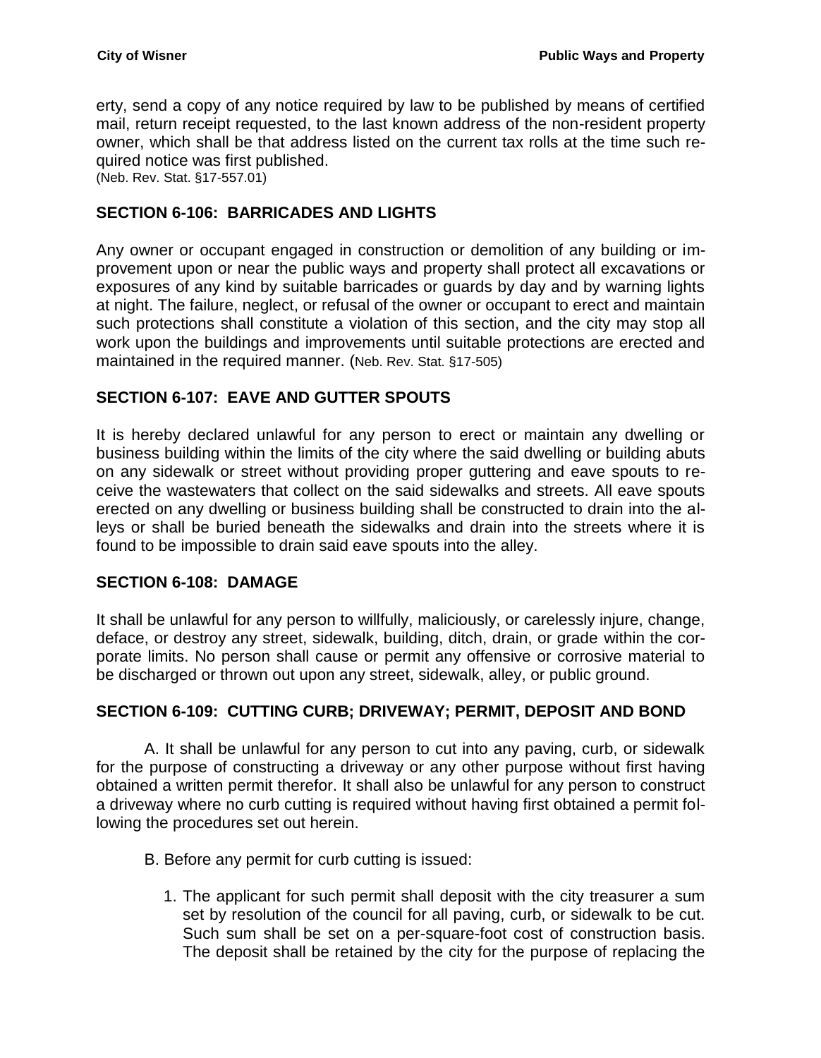erty, send a copy of any notice required by law to be published by means of certified mail, return receipt requested, to the last known address of the non-resident property owner, which shall be that address listed on the current tax rolls at the time such required notice was first published.
(Neb. Rev. Stat. §17-557.01)

### SECTION 6-106: BARRICADES AND LIGHTS

Any owner or occupant engaged in construction or demolition of any building or improvement upon or near the public ways and property shall protect all excavations or exposures of any kind by suitable barricades or guards by day and by warning lights at night. The failure, neglect, or refusal of the owner or occupant to erect and maintain such protections shall constitute a violation of this section, and the city may stop all work upon the buildings and improvements until suitable protections are erected and maintained in the required manner. (Neb. Rev. Stat. §17-505)

### SECTION 6-107: EAVE AND GUTTER SPOUTS

It is hereby declared unlawful for any person to erect or maintain any dwelling or business building within the limits of the city where the said dwelling or building abuts on any sidewalk or street without providing proper guttering and eave spouts to receive the wastewaters that collect on the said sidewalks and streets. All eave spouts erected on any dwelling or business building shall be constructed to drain into the alleys or shall be buried beneath the sidewalks and drain into the streets where it is found to be impossible to drain said eave spouts into the alley.

### SECTION 6-108: DAMAGE

It shall be unlawful for any person to willfully, maliciously, or carelessly injure, change, deface, or destroy any street, sidewalk, building, ditch, drain, or grade within the corporate limits. No person shall cause or permit any offensive or corrosive material to be discharged or thrown out upon any street, sidewalk, alley, or public ground.

### SECTION 6-109: CUTTING CURB; DRIVEWAY; PERMIT, DEPOSIT AND BOND

A. It shall be unlawful for any person to cut into any paving, curb, or sidewalk for the purpose of constructing a driveway or any other purpose without first having obtained a written permit therefor. It shall also be unlawful for any person to construct a driveway where no curb cutting is required without having first obtained a permit following the procedures set out herein.

B. Before any permit for curb cutting is issued:

1. The applicant for such permit shall deposit with the city treasurer a sum set by resolution of the council for all paving, curb, or sidewalk to be cut. Such sum shall be set on a per-square-foot cost of construction basis. The deposit shall be retained by the city for the purpose of replacing the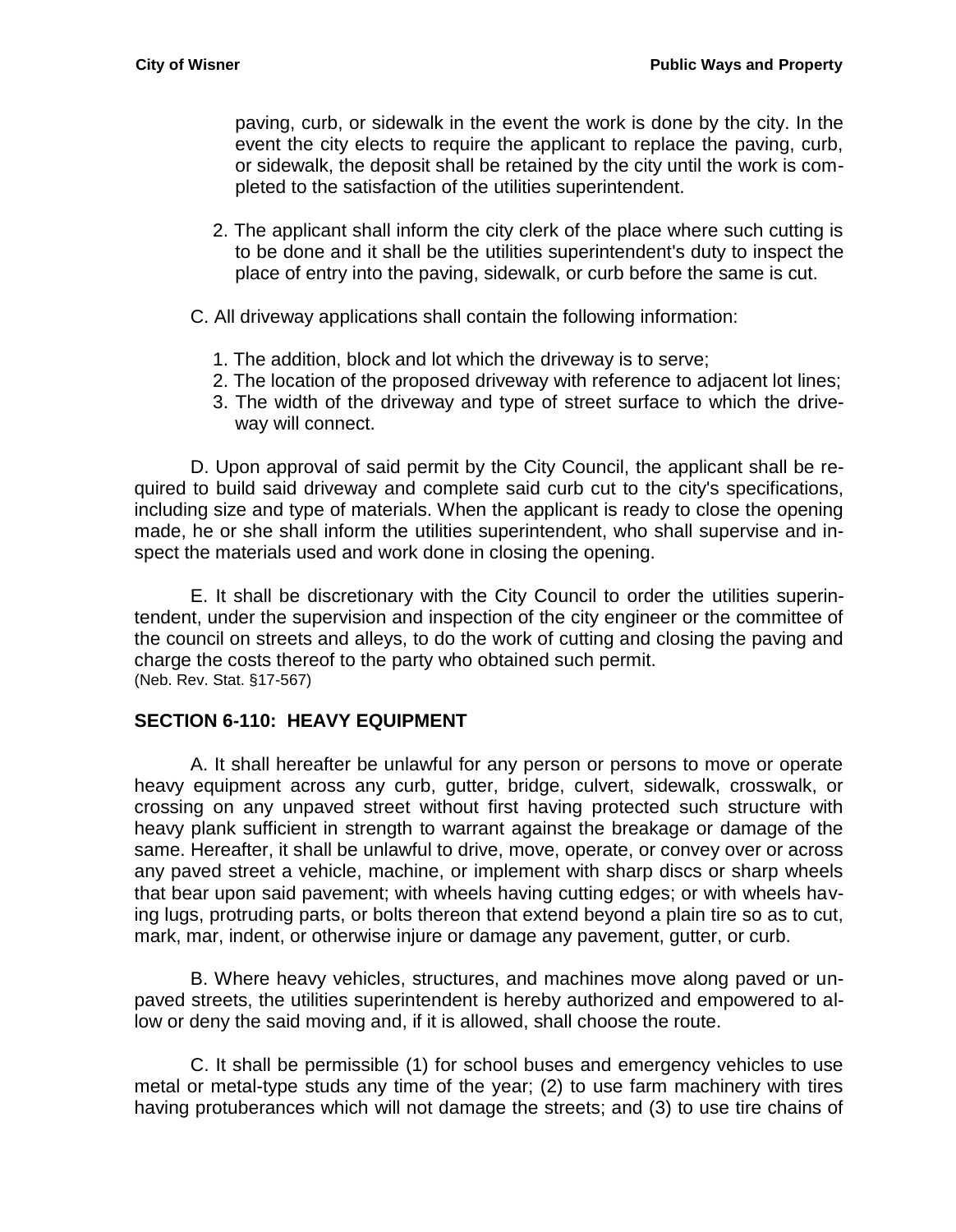paving, curb, or sidewalk in the event the work is done by the city. In the event the city elects to require the applicant to replace the paving, curb, or sidewalk, the deposit shall be retained by the city until the work is completed to the satisfaction of the utilities superintendent.

2. The applicant shall inform the city clerk of the place where such cutting is to be done and it shall be the utilities superintendent's duty to inspect the place of entry into the paving, sidewalk, or curb before the same is cut.

C. All driveway applications shall contain the following information:

1. The addition, block and lot which the driveway is to serve;
2. The location of the proposed driveway with reference to adjacent lot lines;
3. The width of the driveway and type of street surface to which the driveway will connect.

D. Upon approval of said permit by the City Council, the applicant shall be required to build said driveway and complete said curb cut to the city's specifications, including size and type of materials. When the applicant is ready to close the opening made, he or she shall inform the utilities superintendent, who shall supervise and inspect the materials used and work done in closing the opening.

E. It shall be discretionary with the City Council to order the utilities superintendent, under the supervision and inspection of the city engineer or the committee of the council on streets and alleys, to do the work of cutting and closing the paving and charge the costs thereof to the party who obtained such permit.
(Neb. Rev. Stat. §17-567)

## SECTION 6-110: HEAVY EQUIPMENT

A. It shall hereafter be unlawful for any person or persons to move or operate heavy equipment across any curb, gutter, bridge, culvert, sidewalk, crosswalk, or crossing on any unpaved street without first having protected such structure with heavy plank sufficient in strength to warrant against the breakage or damage of the same. Hereafter, it shall be unlawful to drive, move, operate, or convey over or across any paved street a vehicle, machine, or implement with sharp discs or sharp wheels that bear upon said pavement; with wheels having cutting edges; or with wheels having lugs, protruding parts, or bolts thereon that extend beyond a plain tire so as to cut, mark, mar, indent, or otherwise injure or damage any pavement, gutter, or curb.

B. Where heavy vehicles, structures, and machines move along paved or unpaved streets, the utilities superintendent is hereby authorized and empowered to allow or deny the said moving and, if it is allowed, shall choose the route.

C. It shall be permissible (1) for school buses and emergency vehicles to use metal or metal-type studs any time of the year; (2) to use farm machinery with tires having protuberances which will not damage the streets; and (3) to use tire chains of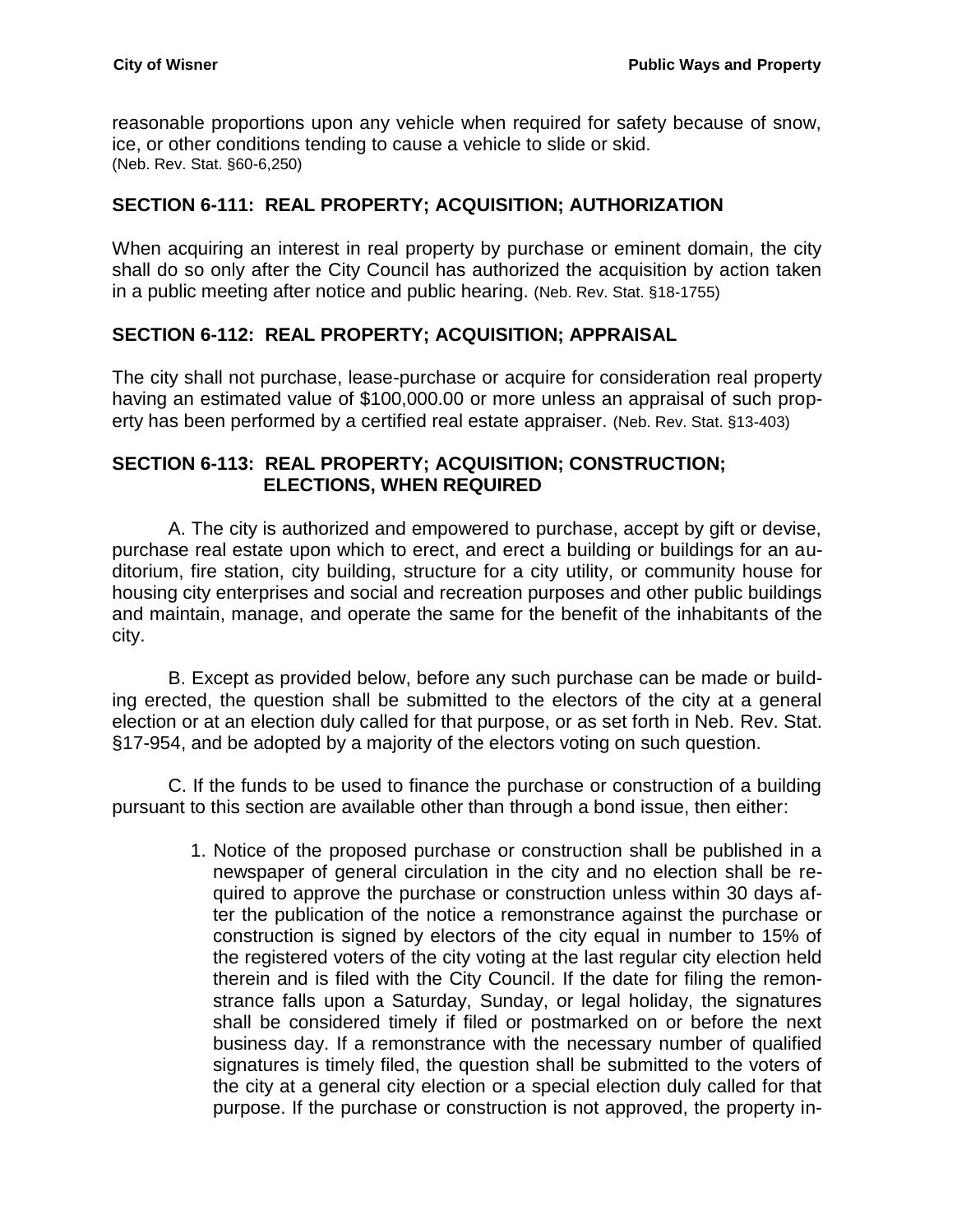reasonable proportions upon any vehicle when required for safety because of snow, ice, or other conditions tending to cause a vehicle to slide or skid.
(Neb. Rev. Stat. §60-6,250)

## SECTION 6-111: REAL PROPERTY; ACQUISITION; AUTHORIZATION

When acquiring an interest in real property by purchase or eminent domain, the city shall do so only after the City Council has authorized the acquisition by action taken in a public meeting after notice and public hearing. (Neb. Rev. Stat. §18-1755)

## SECTION 6-112: REAL PROPERTY; ACQUISITION; APPRAISAL

The city shall not purchase, lease-purchase or acquire for consideration real property having an estimated value of $100,000.00 or more unless an appraisal of such property has been performed by a certified real estate appraiser. (Neb. Rev. Stat. §13-403)

## SECTION 6-113: REAL PROPERTY; ACQUISITION; CONSTRUCTION; ELECTIONS, WHEN REQUIRED

A. The city is authorized and empowered to purchase, accept by gift or devise, purchase real estate upon which to erect, and erect a building or buildings for an auditorium, fire station, city building, structure for a city utility, or community house for housing city enterprises and social and recreation purposes and other public buildings and maintain, manage, and operate the same for the benefit of the inhabitants of the city.

B. Except as provided below, before any such purchase can be made or building erected, the question shall be submitted to the electors of the city at a general election or at an election duly called for that purpose, or as set forth in Neb. Rev. Stat. §17-954, and be adopted by a majority of the electors voting on such question.

C. If the funds to be used to finance the purchase or construction of a building pursuant to this section are available other than through a bond issue, then either:

1. Notice of the proposed purchase or construction shall be published in a newspaper of general circulation in the city and no election shall be required to approve the purchase or construction unless within 30 days after the publication of the notice a remonstrance against the purchase or construction is signed by electors of the city equal in number to 15% of the registered voters of the city voting at the last regular city election held therein and is filed with the City Council. If the date for filing the remonstrance falls upon a Saturday, Sunday, or legal holiday, the signatures shall be considered timely if filed or postmarked on or before the next business day. If a remonstrance with the necessary number of qualified signatures is timely filed, the question shall be submitted to the voters of the city at a general city election or a special election duly called for that purpose. If the purchase or construction is not approved, the property in-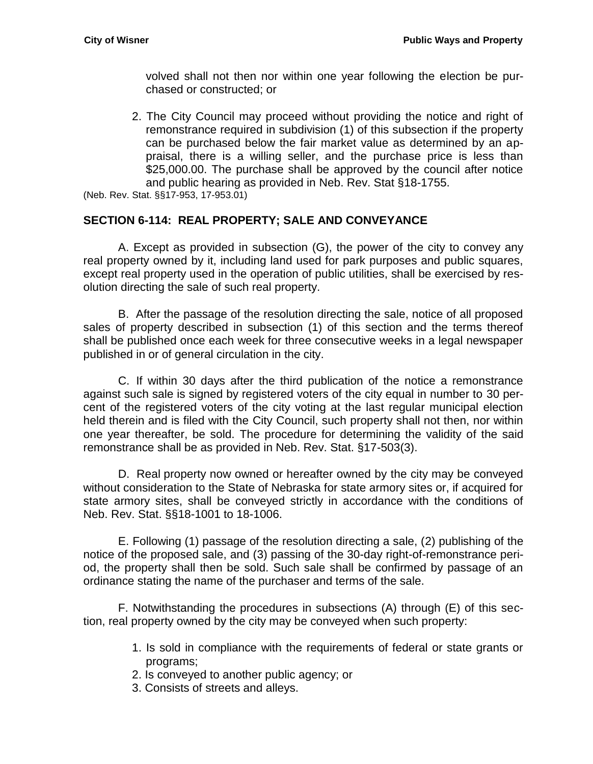volved shall not then nor within one year following the election be purchased or constructed; or

2. The City Council may proceed without providing the notice and right of remonstrance required in subdivision (1) of this subsection if the property can be purchased below the fair market value as determined by an appraisal, there is a willing seller, and the purchase price is less than $25,000.00. The purchase shall be approved by the council after notice and public hearing as provided in Neb. Rev. Stat §18-1755.

(Neb. Rev. Stat. §§17-953, 17-953.01)

## SECTION 6-114: REAL PROPERTY; SALE AND CONVEYANCE

A. Except as provided in subsection (G), the power of the city to convey any real property owned by it, including land used for park purposes and public squares, except real property used in the operation of public utilities, shall be exercised by resolution directing the sale of such real property.

B. After the passage of the resolution directing the sale, notice of all proposed sales of property described in subsection (1) of this section and the terms thereof shall be published once each week for three consecutive weeks in a legal newspaper published in or of general circulation in the city.

C. If within 30 days after the third publication of the notice a remonstrance against such sale is signed by registered voters of the city equal in number to 30 percent of the registered voters of the city voting at the last regular municipal election held therein and is filed with the City Council, such property shall not then, nor within one year thereafter, be sold. The procedure for determining the validity of the said remonstrance shall be as provided in Neb. Rev. Stat. §17-503(3).

D. Real property now owned or hereafter owned by the city may be conveyed without consideration to the State of Nebraska for state armory sites or, if acquired for state armory sites, shall be conveyed strictly in accordance with the conditions of Neb. Rev. Stat. §§18-1001 to 18-1006.

E. Following (1) passage of the resolution directing a sale, (2) publishing of the notice of the proposed sale, and (3) passing of the 30-day right-of-remonstrance period, the property shall then be sold. Such sale shall be confirmed by passage of an ordinance stating the name of the purchaser and terms of the sale.

F. Notwithstanding the procedures in subsections (A) through (E) of this section, real property owned by the city may be conveyed when such property:

1. Is sold in compliance with the requirements of federal or state grants or programs;
2. Is conveyed to another public agency; or
3. Consists of streets and alleys.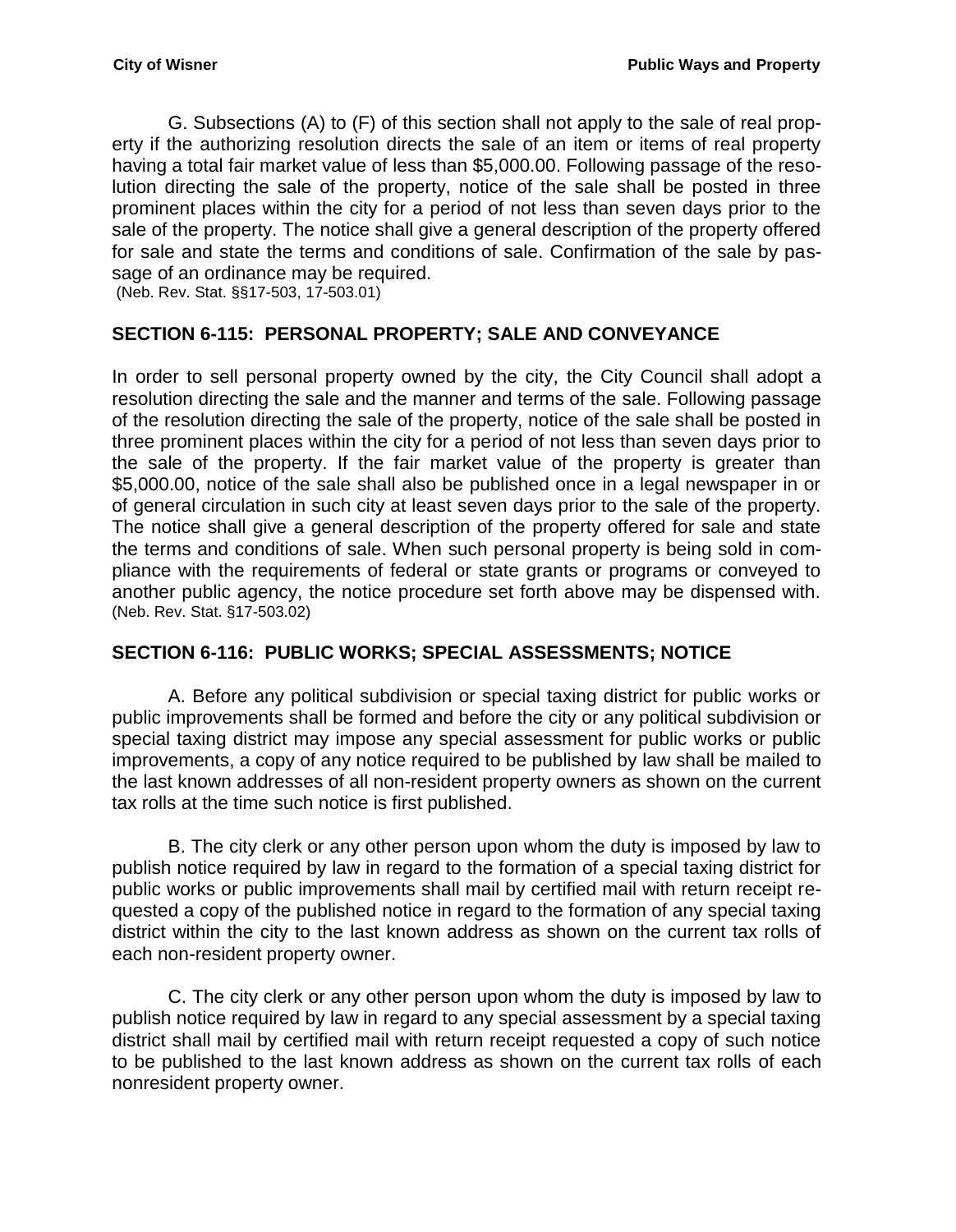G. Subsections (A) to (F) of this section shall not apply to the sale of real property if the authorizing resolution directs the sale of an item or items of real property having a total fair market value of less than $5,000.00. Following passage of the resolution directing the sale of the property, notice of the sale shall be posted in three prominent places within the city for a period of not less than seven days prior to the sale of the property. The notice shall give a general description of the property offered for sale and state the terms and conditions of sale. Confirmation of the sale by passage of an ordinance may be required.
(Neb. Rev. Stat. §§17-503, 17-503.01)

## SECTION 6-115: PERSONAL PROPERTY; SALE AND CONVEYANCE

In order to sell personal property owned by the city, the City Council shall adopt a resolution directing the sale and the manner and terms of the sale. Following passage of the resolution directing the sale of the property, notice of the sale shall be posted in three prominent places within the city for a period of not less than seven days prior to the sale of the property. If the fair market value of the property is greater than $5,000.00, notice of the sale shall also be published once in a legal newspaper in or of general circulation in such city at least seven days prior to the sale of the property. The notice shall give a general description of the property offered for sale and state the terms and conditions of sale. When such personal property is being sold in compliance with the requirements of federal or state grants or programs or conveyed to another public agency, the notice procedure set forth above may be dispensed with. (Neb. Rev. Stat. §17-503.02)

## SECTION 6-116: PUBLIC WORKS; SPECIAL ASSESSMENTS; NOTICE

A. Before any political subdivision or special taxing district for public works or public improvements shall be formed and before the city or any political subdivision or special taxing district may impose any special assessment for public works or public improvements, a copy of any notice required to be published by law shall be mailed to the last known addresses of all non-resident property owners as shown on the current tax rolls at the time such notice is first published.

B. The city clerk or any other person upon whom the duty is imposed by law to publish notice required by law in regard to the formation of a special taxing district for public works or public improvements shall mail by certified mail with return receipt requested a copy of the published notice in regard to the formation of any special taxing district within the city to the last known address as shown on the current tax rolls of each non-resident property owner.

C. The city clerk or any other person upon whom the duty is imposed by law to publish notice required by law in regard to any special assessment by a special taxing district shall mail by certified mail with return receipt requested a copy of such notice to be published to the last known address as shown on the current tax rolls of each nonresident property owner.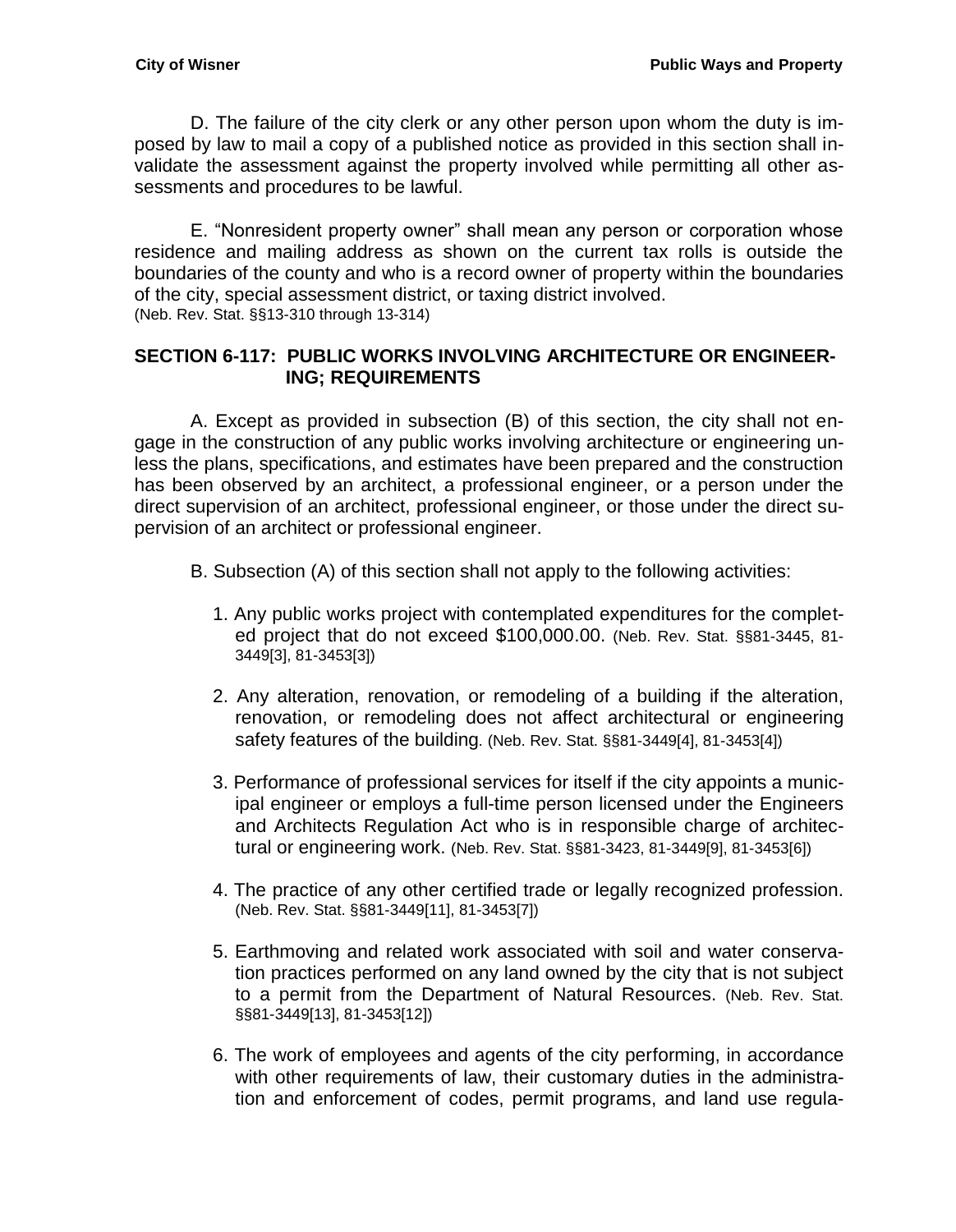D. The failure of the city clerk or any other person upon whom the duty is imposed by law to mail a copy of a published notice as provided in this section shall invalidate the assessment against the property involved while permitting all other assessments and procedures to be lawful.

E. "Nonresident property owner" shall mean any person or corporation whose residence and mailing address as shown on the current tax rolls is outside the boundaries of the county and who is a record owner of property within the boundaries of the city, special assessment district, or taxing district involved.
(Neb. Rev. Stat. §§13-310 through 13-314)

## SECTION 6-117: PUBLIC WORKS INVOLVING ARCHITECTURE OR ENGINEERING; REQUIREMENTS

A. Except as provided in subsection (B) of this section, the city shall not engage in the construction of any public works involving architecture or engineering unless the plans, specifications, and estimates have been prepared and the construction has been observed by an architect, a professional engineer, or a person under the direct supervision of an architect, professional engineer, or those under the direct supervision of an architect or professional engineer.

B. Subsection (A) of this section shall not apply to the following activities:

1. Any public works project with contemplated expenditures for the completed project that do not exceed $100,000.00. (Neb. Rev. Stat. §§81-3445, 81-3449[3], 81-3453[3])

2. Any alteration, renovation, or remodeling of a building if the alteration, renovation, or remodeling does not affect architectural or engineering safety features of the building. (Neb. Rev. Stat. §§81-3449[4], 81-3453[4])

3. Performance of professional services for itself if the city appoints a municipal engineer or employs a full-time person licensed under the Engineers and Architects Regulation Act who is in responsible charge of architectural or engineering work. (Neb. Rev. Stat. §§81-3423, 81-3449[9], 81-3453[6])

4. The practice of any other certified trade or legally recognized profession. (Neb. Rev. Stat. §§81-3449[11], 81-3453[7])

5. Earthmoving and related work associated with soil and water conservation practices performed on any land owned by the city that is not subject to a permit from the Department of Natural Resources. (Neb. Rev. Stat. §§81-3449[13], 81-3453[12])

6. The work of employees and agents of the city performing, in accordance with other requirements of law, their customary duties in the administration and enforcement of codes, permit programs, and land use regula-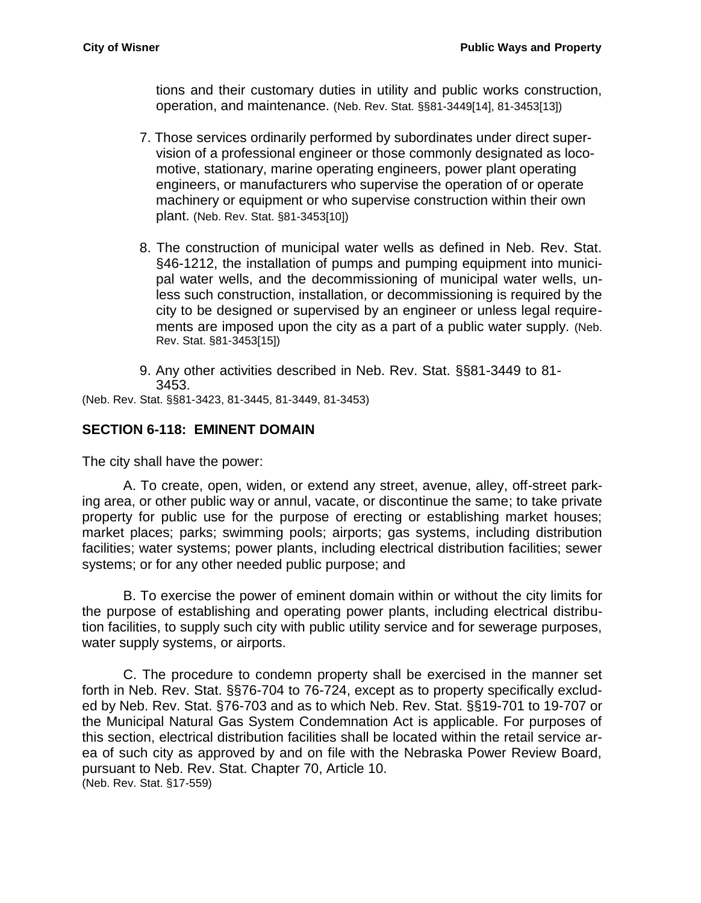tions and their customary duties in utility and public works construction, operation, and maintenance. (Neb. Rev. Stat. §§81-3449[14], 81-3453[13])

7. Those services ordinarily performed by subordinates under direct supervision of a professional engineer or those commonly designated as locomotive, stationary, marine operating engineers, power plant operating engineers, or manufacturers who supervise the operation of or operate machinery or equipment or who supervise construction within their own plant. (Neb. Rev. Stat. §81-3453[10])

8. The construction of municipal water wells as defined in Neb. Rev. Stat. §46-1212, the installation of pumps and pumping equipment into municipal water wells, and the decommissioning of municipal water wells, unless such construction, installation, or decommissioning is required by the city to be designed or supervised by an engineer or unless legal requirements are imposed upon the city as a part of a public water supply. (Neb. Rev. Stat. §81-3453[15])

9. Any other activities described in Neb. Rev. Stat. §§81-3449 to 81-3453.

(Neb. Rev. Stat. §§81-3423, 81-3445, 81-3449, 81-3453)

## SECTION 6-118: EMINENT DOMAIN

The city shall have the power:

A. To create, open, widen, or extend any street, avenue, alley, off-street parking area, or other public way or annul, vacate, or discontinue the same; to take private property for public use for the purpose of erecting or establishing market houses; market places; parks; swimming pools; airports; gas systems, including distribution facilities; water systems; power plants, including electrical distribution facilities; sewer systems; or for any other needed public purpose; and

B. To exercise the power of eminent domain within or without the city limits for the purpose of establishing and operating power plants, including electrical distribution facilities, to supply such city with public utility service and for sewerage purposes, water supply systems, or airports.

C. The procedure to condemn property shall be exercised in the manner set forth in Neb. Rev. Stat. §§76-704 to 76-724, except as to property specifically excluded by Neb. Rev. Stat. §76-703 and as to which Neb. Rev. Stat. §§19-701 to 19-707 or the Municipal Natural Gas System Condemnation Act is applicable. For purposes of this section, electrical distribution facilities shall be located within the retail service area of such city as approved by and on file with the Nebraska Power Review Board, pursuant to Neb. Rev. Stat. Chapter 70, Article 10.

(Neb. Rev. Stat. §17-559)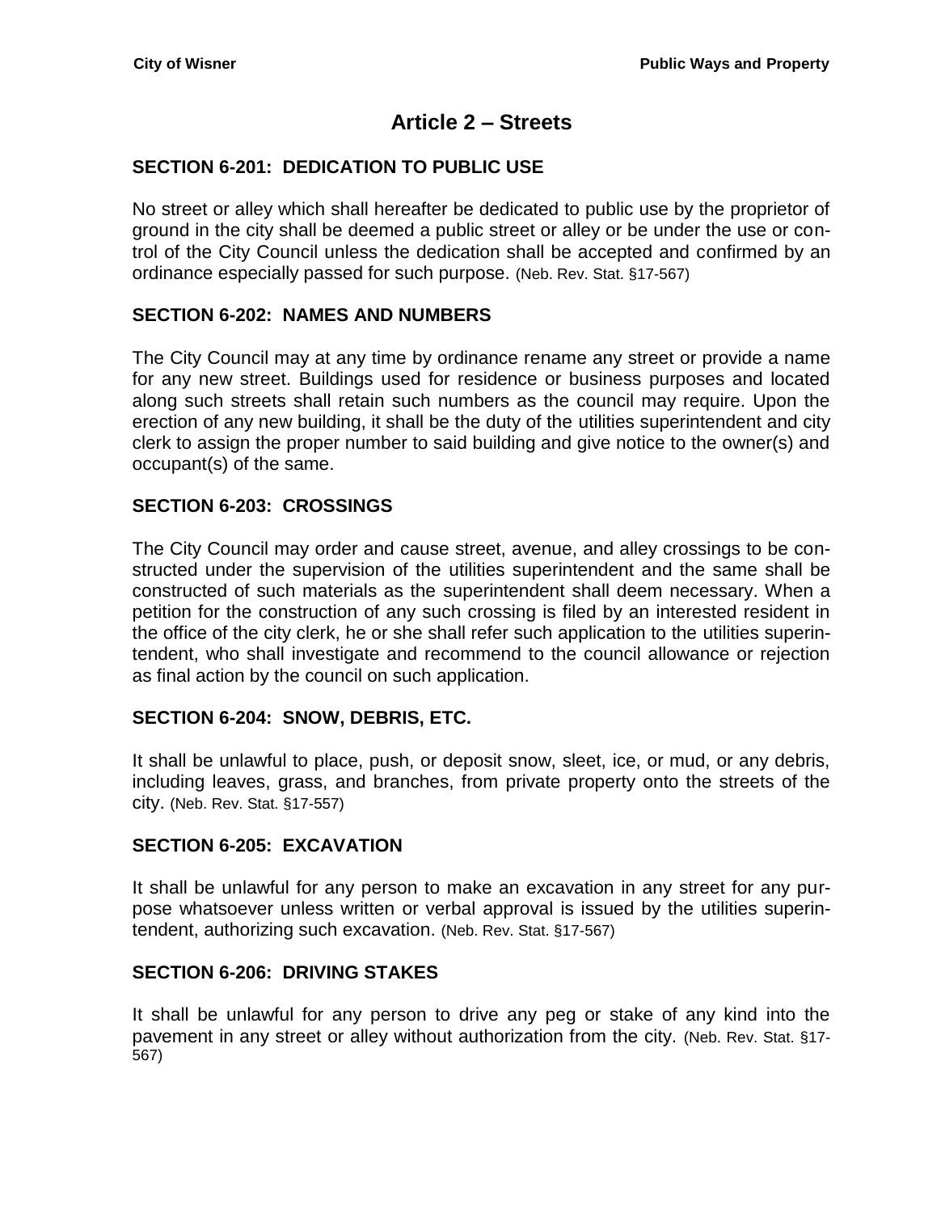# Article 2 – Streets

## SECTION 6-201: DEDICATION TO PUBLIC USE

No street or alley which shall hereafter be dedicated to public use by the proprietor of ground in the city shall be deemed a public street or alley or be under the use or control of the City Council unless the dedication shall be accepted and confirmed by an ordinance especially passed for such purpose. (Neb. Rev. Stat. §17-567)

## SECTION 6-202: NAMES AND NUMBERS

The City Council may at any time by ordinance rename any street or provide a name for any new street. Buildings used for residence or business purposes and located along such streets shall retain such numbers as the council may require. Upon the erection of any new building, it shall be the duty of the utilities superintendent and city clerk to assign the proper number to said building and give notice to the owner(s) and occupant(s) of the same.

## SECTION 6-203: CROSSINGS

The City Council may order and cause street, avenue, and alley crossings to be constructed under the supervision of the utilities superintendent and the same shall be constructed of such materials as the superintendent shall deem necessary. When a petition for the construction of any such crossing is filed by an interested resident in the office of the city clerk, he or she shall refer such application to the utilities superintendent, who shall investigate and recommend to the council allowance or rejection as final action by the council on such application.

## SECTION 6-204: SNOW, DEBRIS, ETC.

It shall be unlawful to place, push, or deposit snow, sleet, ice, or mud, or any debris, including leaves, grass, and branches, from private property onto the streets of the city. (Neb. Rev. Stat. §17-557)

## SECTION 6-205: EXCAVATION

It shall be unlawful for any person to make an excavation in any street for any purpose whatsoever unless written or verbal approval is issued by the utilities superintendent, authorizing such excavation. (Neb. Rev. Stat. §17-567)

## SECTION 6-206: DRIVING STAKES

It shall be unlawful for any person to drive any peg or stake of any kind into the pavement in any street or alley without authorization from the city. (Neb. Rev. Stat. §17-567)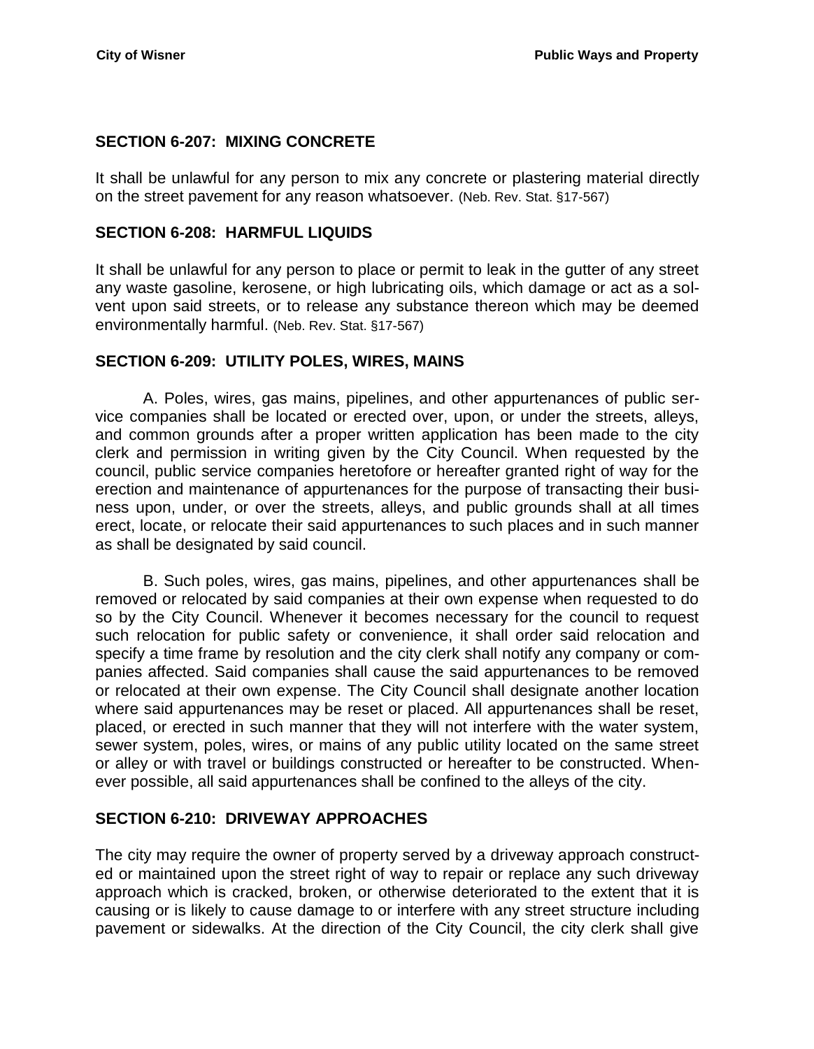## SECTION 6-207: MIXING CONCRETE

It shall be unlawful for any person to mix any concrete or plastering material directly on the street pavement for any reason whatsoever. (Neb. Rev. Stat. §17-567)

## SECTION 6-208: HARMFUL LIQUIDS

It shall be unlawful for any person to place or permit to leak in the gutter of any street any waste gasoline, kerosene, or high lubricating oils, which damage or act as a solvent upon said streets, or to release any substance thereon which may be deemed environmentally harmful. (Neb. Rev. Stat. §17-567)

## SECTION 6-209: UTILITY POLES, WIRES, MAINS

A. Poles, wires, gas mains, pipelines, and other appurtenances of public service companies shall be located or erected over, upon, or under the streets, alleys, and common grounds after a proper written application has been made to the city clerk and permission in writing given by the City Council. When requested by the council, public service companies heretofore or hereafter granted right of way for the erection and maintenance of appurtenances for the purpose of transacting their business upon, under, or over the streets, alleys, and public grounds shall at all times erect, locate, or relocate their said appurtenances to such places and in such manner as shall be designated by said council.

B. Such poles, wires, gas mains, pipelines, and other appurtenances shall be removed or relocated by said companies at their own expense when requested to do so by the City Council. Whenever it becomes necessary for the council to request such relocation for public safety or convenience, it shall order said relocation and specify a time frame by resolution and the city clerk shall notify any company or companies affected. Said companies shall cause the said appurtenances to be removed or relocated at their own expense. The City Council shall designate another location where said appurtenances may be reset or placed. All appurtenances shall be reset, placed, or erected in such manner that they will not interfere with the water system, sewer system, poles, wires, or mains of any public utility located on the same street or alley or with travel or buildings constructed or hereafter to be constructed. Whenever possible, all said appurtenances shall be confined to the alleys of the city.

## SECTION 6-210: DRIVEWAY APPROACHES

The city may require the owner of property served by a driveway approach constructed or maintained upon the street right of way to repair or replace any such driveway approach which is cracked, broken, or otherwise deteriorated to the extent that it is causing or is likely to cause damage to or interfere with any street structure including pavement or sidewalks. At the direction of the City Council, the city clerk shall give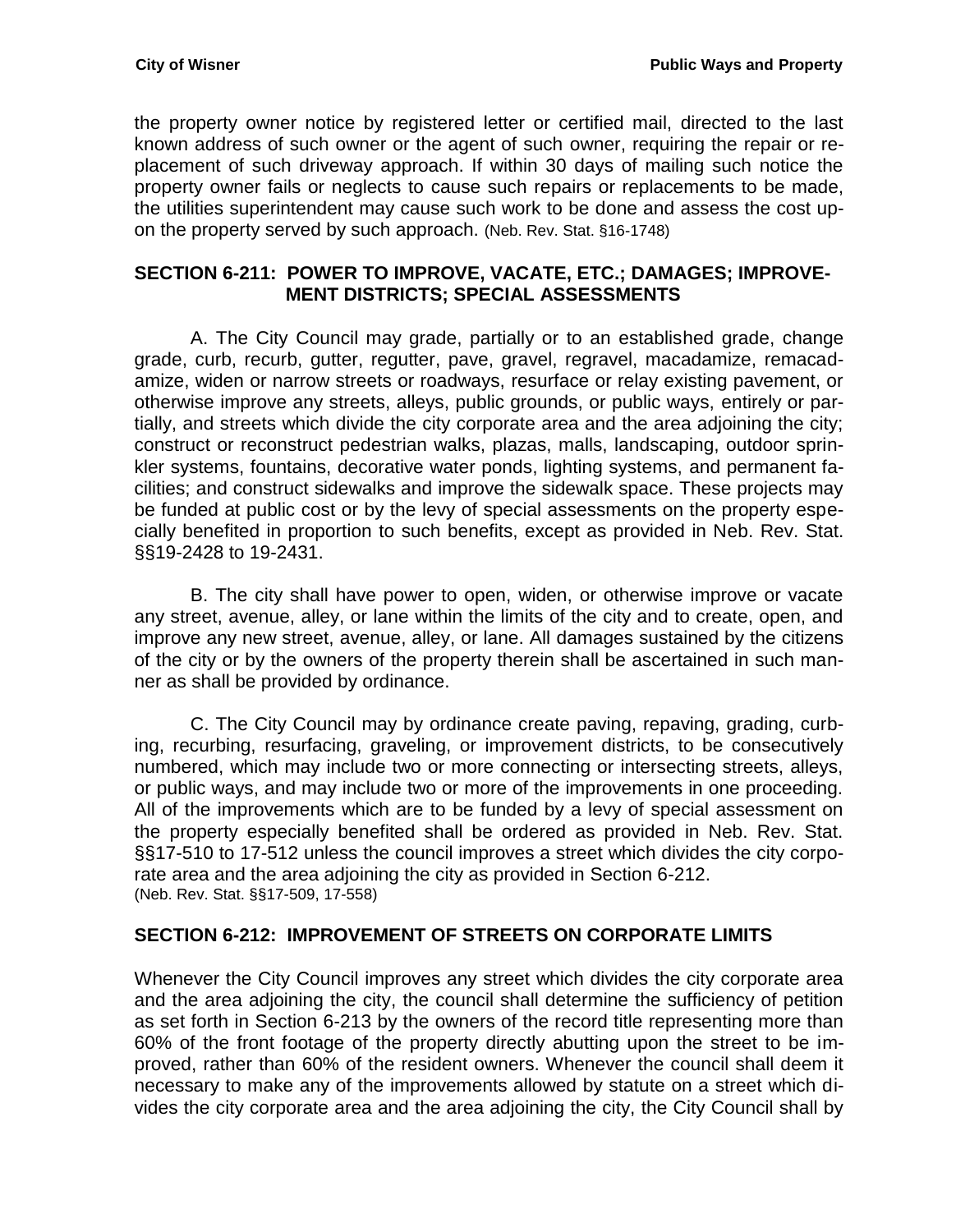the property owner notice by registered letter or certified mail, directed to the last known address of such owner or the agent of such owner, requiring the repair or replacement of such driveway approach. If within 30 days of mailing such notice the property owner fails or neglects to cause such repairs or replacements to be made, the utilities superintendent may cause such work to be done and assess the cost upon the property served by such approach. (Neb. Rev. Stat. §16-1748)

### SECTION 6-211: POWER TO IMPROVE, VACATE, ETC.; DAMAGES; IMPROVEMENT DISTRICTS; SPECIAL ASSESSMENTS

A. The City Council may grade, partially or to an established grade, change grade, curb, recurb, gutter, regutter, pave, gravel, regravel, macadamize, remacadamize, widen or narrow streets or roadways, resurface or relay existing pavement, or otherwise improve any streets, alleys, public grounds, or public ways, entirely or partially, and streets which divide the city corporate area and the area adjoining the city; construct or reconstruct pedestrian walks, plazas, malls, landscaping, outdoor sprinkler systems, fountains, decorative water ponds, lighting systems, and permanent facilities; and construct sidewalks and improve the sidewalk space. These projects may be funded at public cost or by the levy of special assessments on the property especially benefited in proportion to such benefits, except as provided in Neb. Rev. Stat. §§19-2428 to 19-2431.

B. The city shall have power to open, widen, or otherwise improve or vacate any street, avenue, alley, or lane within the limits of the city and to create, open, and improve any new street, avenue, alley, or lane. All damages sustained by the citizens of the city or by the owners of the property therein shall be ascertained in such manner as shall be provided by ordinance.

C. The City Council may by ordinance create paving, repaving, grading, curbing, recurbing, resurfacing, graveling, or improvement districts, to be consecutively numbered, which may include two or more connecting or intersecting streets, alleys, or public ways, and may include two or more of the improvements in one proceeding. All of the improvements which are to be funded by a levy of special assessment on the property especially benefited shall be ordered as provided in Neb. Rev. Stat. §§17-510 to 17-512 unless the council improves a street which divides the city corporate area and the area adjoining the city as provided in Section 6-212.
(Neb. Rev. Stat. §§17-509, 17-558)

### SECTION 6-212: IMPROVEMENT OF STREETS ON CORPORATE LIMITS

Whenever the City Council improves any street which divides the city corporate area and the area adjoining the city, the council shall determine the sufficiency of petition as set forth in Section 6-213 by the owners of the record title representing more than 60% of the front footage of the property directly abutting upon the street to be improved, rather than 60% of the resident owners. Whenever the council shall deem it necessary to make any of the improvements allowed by statute on a street which divides the city corporate area and the area adjoining the city, the City Council shall by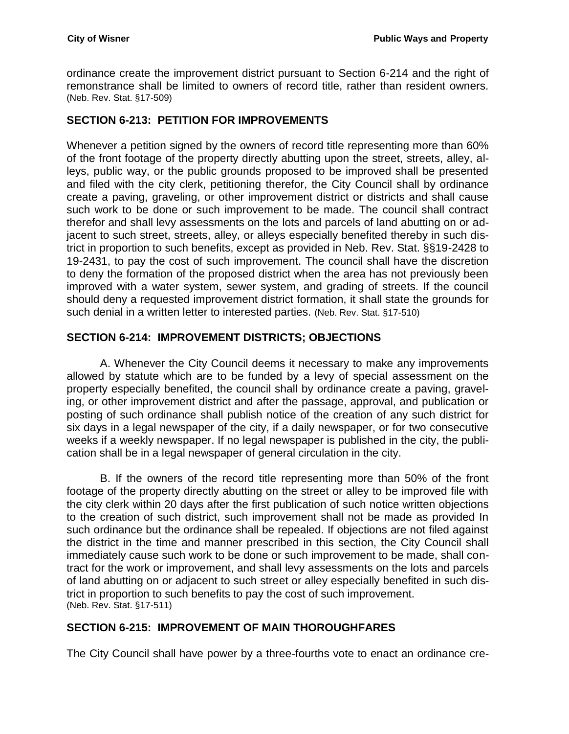ordinance create the improvement district pursuant to Section 6-214 and the right of remonstrance shall be limited to owners of record title, rather than resident owners. (Neb. Rev. Stat. §17-509)

## SECTION 6-213: PETITION FOR IMPROVEMENTS

Whenever a petition signed by the owners of record title representing more than 60% of the front footage of the property directly abutting upon the street, streets, alley, alleys, public way, or the public grounds proposed to be improved shall be presented and filed with the city clerk, petitioning therefor, the City Council shall by ordinance create a paving, graveling, or other improvement district or districts and shall cause such work to be done or such improvement to be made. The council shall contract therefor and shall levy assessments on the lots and parcels of land abutting on or adjacent to such street, streets, alley, or alleys especially benefited thereby in such district in proportion to such benefits, except as provided in Neb. Rev. Stat. §§19-2428 to 19-2431, to pay the cost of such improvement. The council shall have the discretion to deny the formation of the proposed district when the area has not previously been improved with a water system, sewer system, and grading of streets. If the council should deny a requested improvement district formation, it shall state the grounds for such denial in a written letter to interested parties. (Neb. Rev. Stat. §17-510)

## SECTION 6-214: IMPROVEMENT DISTRICTS; OBJECTIONS

A. Whenever the City Council deems it necessary to make any improvements allowed by statute which are to be funded by a levy of special assessment on the property especially benefited, the council shall by ordinance create a paving, graveling, or other improvement district and after the passage, approval, and publication or posting of such ordinance shall publish notice of the creation of any such district for six days in a legal newspaper of the city, if a daily newspaper, or for two consecutive weeks if a weekly newspaper. If no legal newspaper is published in the city, the publication shall be in a legal newspaper of general circulation in the city.

B. If the owners of the record title representing more than 50% of the front footage of the property directly abutting on the street or alley to be improved file with the city clerk within 20 days after the first publication of such notice written objections to the creation of such district, such improvement shall not be made as provided In such ordinance but the ordinance shall be repealed. If objections are not filed against the district in the time and manner prescribed in this section, the City Council shall immediately cause such work to be done or such improvement to be made, shall contract for the work or improvement, and shall levy assessments on the lots and parcels of land abutting on or adjacent to such street or alley especially benefited in such district in proportion to such benefits to pay the cost of such improvement. (Neb. Rev. Stat. §17-511)

## SECTION 6-215: IMPROVEMENT OF MAIN THOROUGHFARES

The City Council shall have power by a three-fourths vote to enact an ordinance cre-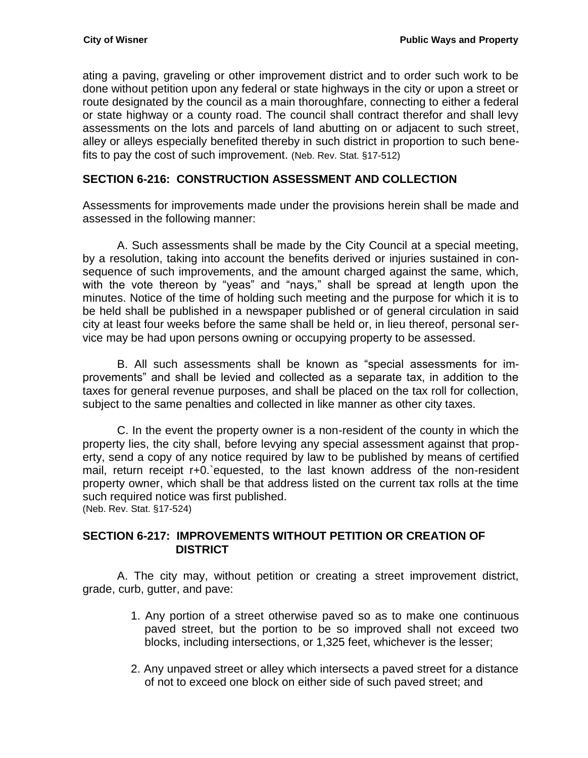ating a paving, graveling or other improvement district and to order such work to be done without petition upon any federal or state highways in the city or upon a street or route designated by the council as a main thoroughfare, connecting to either a federal or state highway or a county road. The council shall contract therefor and shall levy assessments on the lots and parcels of land abutting on or adjacent to such street, alley or alleys especially benefited thereby in such district in proportion to such benefits to pay the cost of such improvement. (Neb. Rev. Stat. §17-512)

## SECTION 6-216: CONSTRUCTION ASSESSMENT AND COLLECTION

Assessments for improvements made under the provisions herein shall be made and assessed in the following manner:

A. Such assessments shall be made by the City Council at a special meeting, by a resolution, taking into account the benefits derived or injuries sustained in consequence of such improvements, and the amount charged against the same, which, with the vote thereon by "yeas" and "nays," shall be spread at length upon the minutes. Notice of the time of holding such meeting and the purpose for which it is to be held shall be published in a newspaper published or of general circulation in said city at least four weeks before the same shall be held or, in lieu thereof, personal service may be had upon persons owning or occupying property to be assessed.

B. All such assessments shall be known as "special assessments for improvements" and shall be levied and collected as a separate tax, in addition to the taxes for general revenue purposes, and shall be placed on the tax roll for collection, subject to the same penalties and collected in like manner as other city taxes.

C. In the event the property owner is a non-resident of the county in which the property lies, the city shall, before levying any special assessment against that property, send a copy of any notice required by law to be published by means of certified mail, return receipt r+0.`equested, to the last known address of the non-resident property owner, which shall be that address listed on the current tax rolls at the time such required notice was first published.
(Neb. Rev. Stat. §17-524)

## SECTION 6-217: IMPROVEMENTS WITHOUT PETITION OR CREATION OF DISTRICT

A. The city may, without petition or creating a street improvement district, grade, curb, gutter, and pave:

1. Any portion of a street otherwise paved so as to make one continuous paved street, but the portion to be so improved shall not exceed two blocks, including intersections, or 1,325 feet, whichever is the lesser;

2. Any unpaved street or alley which intersects a paved street for a distance of not to exceed one block on either side of such paved street; and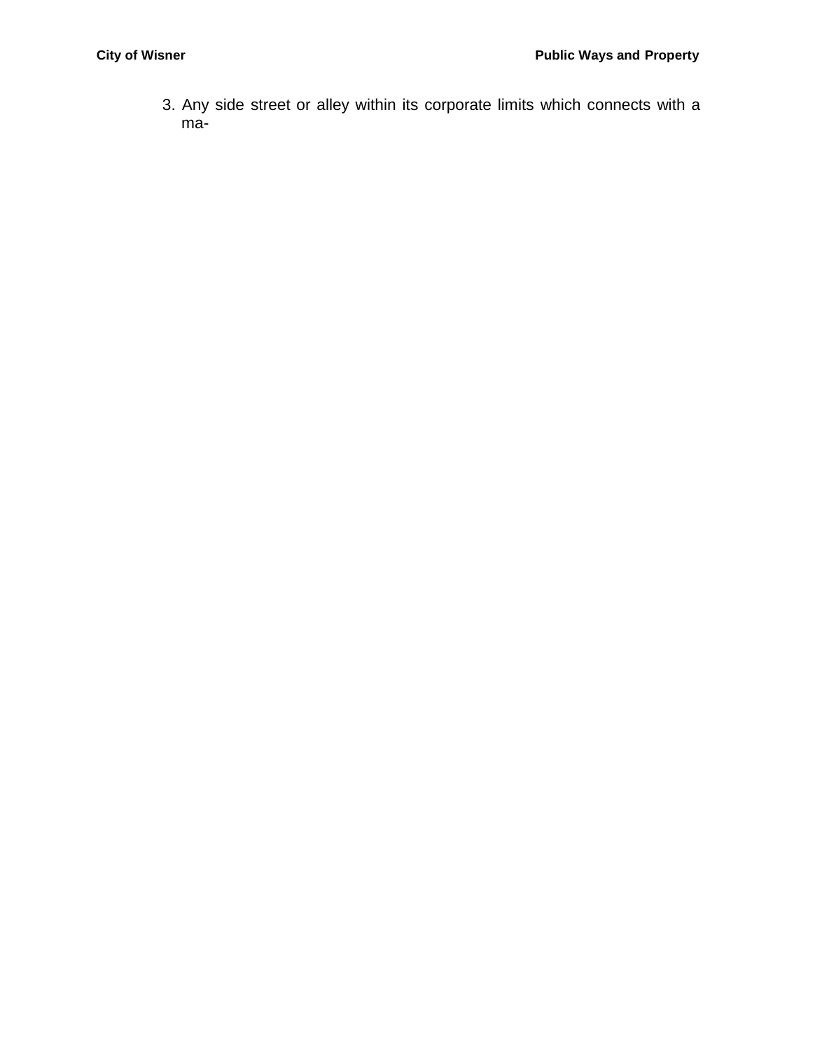3. Any side street or alley within its corporate limits which connects with a ma-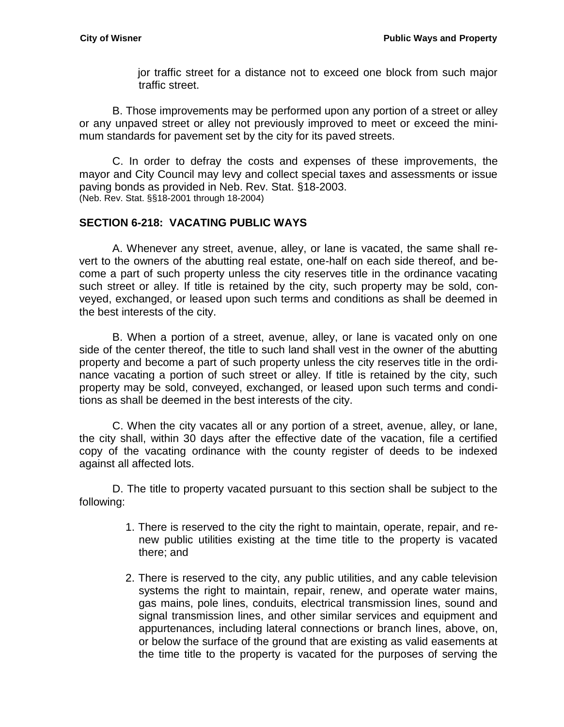jor traffic street for a distance not to exceed one block from such major traffic street.

B. Those improvements may be performed upon any portion of a street or alley or any unpaved street or alley not previously improved to meet or exceed the minimum standards for pavement set by the city for its paved streets.

C. In order to defray the costs and expenses of these improvements, the mayor and City Council may levy and collect special taxes and assessments or issue paving bonds as provided in Neb. Rev. Stat. §18-2003.
(Neb. Rev. Stat. §§18-2001 through 18-2004)

## SECTION 6-218: VACATING PUBLIC WAYS

A. Whenever any street, avenue, alley, or lane is vacated, the same shall revert to the owners of the abutting real estate, one-half on each side thereof, and become a part of such property unless the city reserves title in the ordinance vacating such street or alley. If title is retained by the city, such property may be sold, conveyed, exchanged, or leased upon such terms and conditions as shall be deemed in the best interests of the city.

B. When a portion of a street, avenue, alley, or lane is vacated only on one side of the center thereof, the title to such land shall vest in the owner of the abutting property and become a part of such property unless the city reserves title in the ordinance vacating a portion of such street or alley. If title is retained by the city, such property may be sold, conveyed, exchanged, or leased upon such terms and conditions as shall be deemed in the best interests of the city.

C. When the city vacates all or any portion of a street, avenue, alley, or lane, the city shall, within 30 days after the effective date of the vacation, file a certified copy of the vacating ordinance with the county register of deeds to be indexed against all affected lots.

D. The title to property vacated pursuant to this section shall be subject to the following:

1. There is reserved to the city the right to maintain, operate, repair, and renew public utilities existing at the time title to the property is vacated there; and

2. There is reserved to the city, any public utilities, and any cable television systems the right to maintain, repair, renew, and operate water mains, gas mains, pole lines, conduits, electrical transmission lines, sound and signal transmission lines, and other similar services and equipment and appurtenances, including lateral connections or branch lines, above, on, or below the surface of the ground that are existing as valid easements at the time title to the property is vacated for the purposes of serving the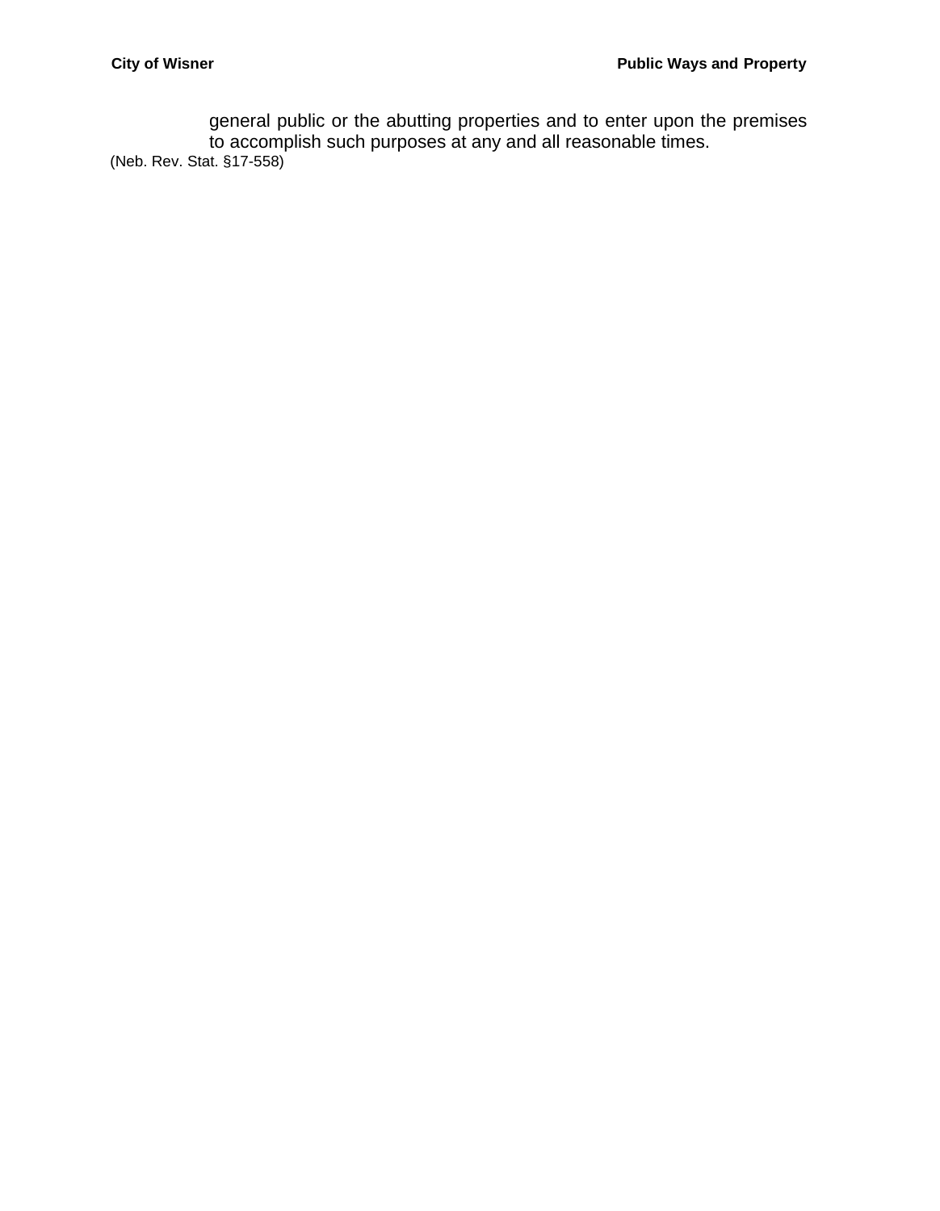general public or the abutting properties and to enter upon the premises to accomplish such purposes at any and all reasonable times.

(Neb. Rev. Stat. §17-558)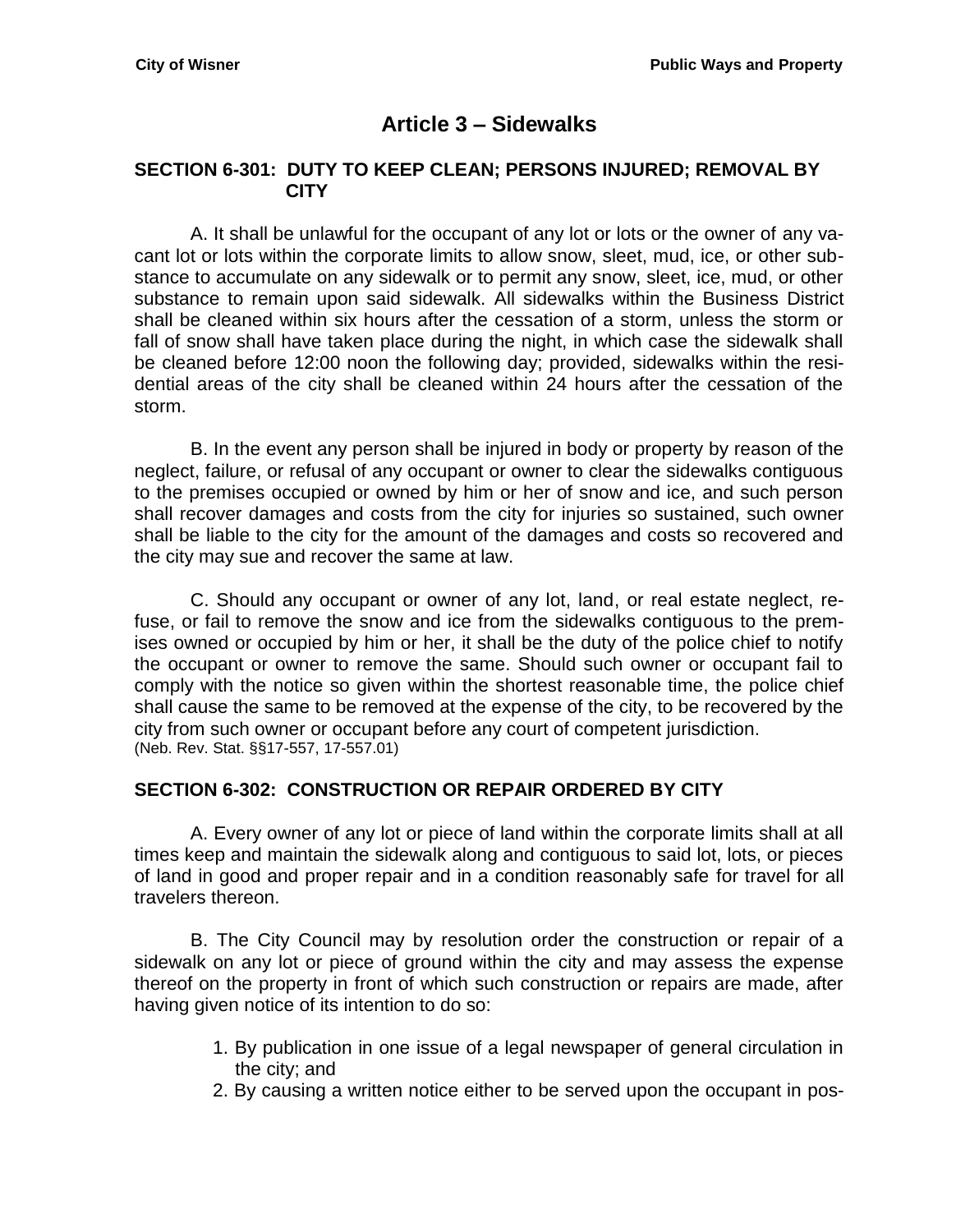# Article 3 – Sidewalks

## SECTION 6-301: DUTY TO KEEP CLEAN; PERSONS INJURED; REMOVAL BY CITY

A. It shall be unlawful for the occupant of any lot or lots or the owner of any vacant lot or lots within the corporate limits to allow snow, sleet, mud, ice, or other substance to accumulate on any sidewalk or to permit any snow, sleet, ice, mud, or other substance to remain upon said sidewalk. All sidewalks within the Business District shall be cleaned within six hours after the cessation of a storm, unless the storm or fall of snow shall have taken place during the night, in which case the sidewalk shall be cleaned before 12:00 noon the following day; provided, sidewalks within the residential areas of the city shall be cleaned within 24 hours after the cessation of the storm.

B. In the event any person shall be injured in body or property by reason of the neglect, failure, or refusal of any occupant or owner to clear the sidewalks contiguous to the premises occupied or owned by him or her of snow and ice, and such person shall recover damages and costs from the city for injuries so sustained, such owner shall be liable to the city for the amount of the damages and costs so recovered and the city may sue and recover the same at law.

C. Should any occupant or owner of any lot, land, or real estate neglect, refuse, or fail to remove the snow and ice from the sidewalks contiguous to the premises owned or occupied by him or her, it shall be the duty of the police chief to notify the occupant or owner to remove the same. Should such owner or occupant fail to comply with the notice so given within the shortest reasonable time, the police chief shall cause the same to be removed at the expense of the city, to be recovered by the city from such owner or occupant before any court of competent jurisdiction.
(Neb. Rev. Stat. §§17-557, 17-557.01)

## SECTION 6-302: CONSTRUCTION OR REPAIR ORDERED BY CITY

A. Every owner of any lot or piece of land within the corporate limits shall at all times keep and maintain the sidewalk along and contiguous to said lot, lots, or pieces of land in good and proper repair and in a condition reasonably safe for travel for all travelers thereon.

B. The City Council may by resolution order the construction or repair of a sidewalk on any lot or piece of ground within the city and may assess the expense thereof on the property in front of which such construction or repairs are made, after having given notice of its intention to do so:

1. By publication in one issue of a legal newspaper of general circulation in the city; and
2. By causing a written notice either to be served upon the occupant in pos-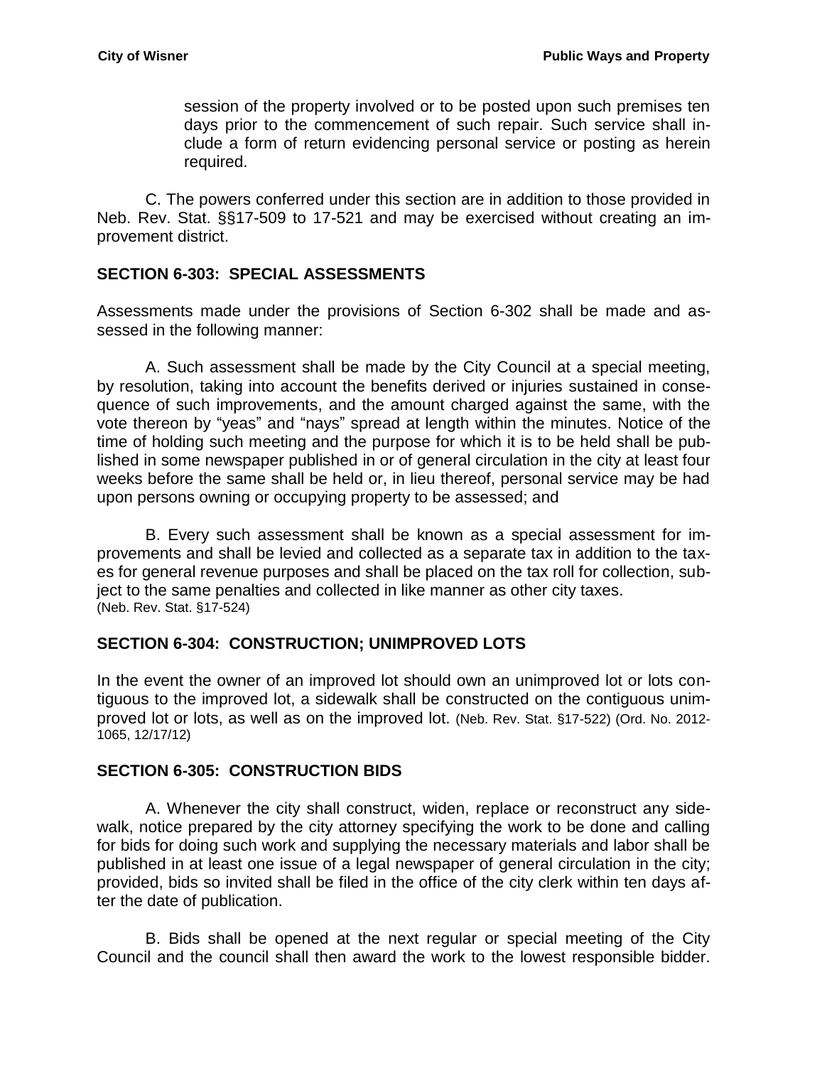session of the property involved or to be posted upon such premises ten days prior to the commencement of such repair. Such service shall include a form of return evidencing personal service or posting as herein required.

C. The powers conferred under this section are in addition to those provided in Neb. Rev. Stat. §§17-509 to 17-521 and may be exercised without creating an improvement district.

## SECTION 6-303: SPECIAL ASSESSMENTS

Assessments made under the provisions of Section 6-302 shall be made and assessed in the following manner:

A. Such assessment shall be made by the City Council at a special meeting, by resolution, taking into account the benefits derived or injuries sustained in consequence of such improvements, and the amount charged against the same, with the vote thereon by "yeas" and "nays" spread at length within the minutes. Notice of the time of holding such meeting and the purpose for which it is to be held shall be published in some newspaper published in or of general circulation in the city at least four weeks before the same shall be held or, in lieu thereof, personal service may be had upon persons owning or occupying property to be assessed; and

B. Every such assessment shall be known as a special assessment for improvements and shall be levied and collected as a separate tax in addition to the taxes for general revenue purposes and shall be placed on the tax roll for collection, subject to the same penalties and collected in like manner as other city taxes. (Neb. Rev. Stat. §17-524)

## SECTION 6-304: CONSTRUCTION; UNIMPROVED LOTS

In the event the owner of an improved lot should own an unimproved lot or lots contiguous to the improved lot, a sidewalk shall be constructed on the contiguous unimproved lot or lots, as well as on the improved lot. (Neb. Rev. Stat. §17-522) (Ord. No. 2012-1065, 12/17/12)

## SECTION 6-305: CONSTRUCTION BIDS

A. Whenever the city shall construct, widen, replace or reconstruct any sidewalk, notice prepared by the city attorney specifying the work to be done and calling for bids for doing such work and supplying the necessary materials and labor shall be published in at least one issue of a legal newspaper of general circulation in the city; provided, bids so invited shall be filed in the office of the city clerk within ten days after the date of publication.

B. Bids shall be opened at the next regular or special meeting of the City Council and the council shall then award the work to the lowest responsible bidder.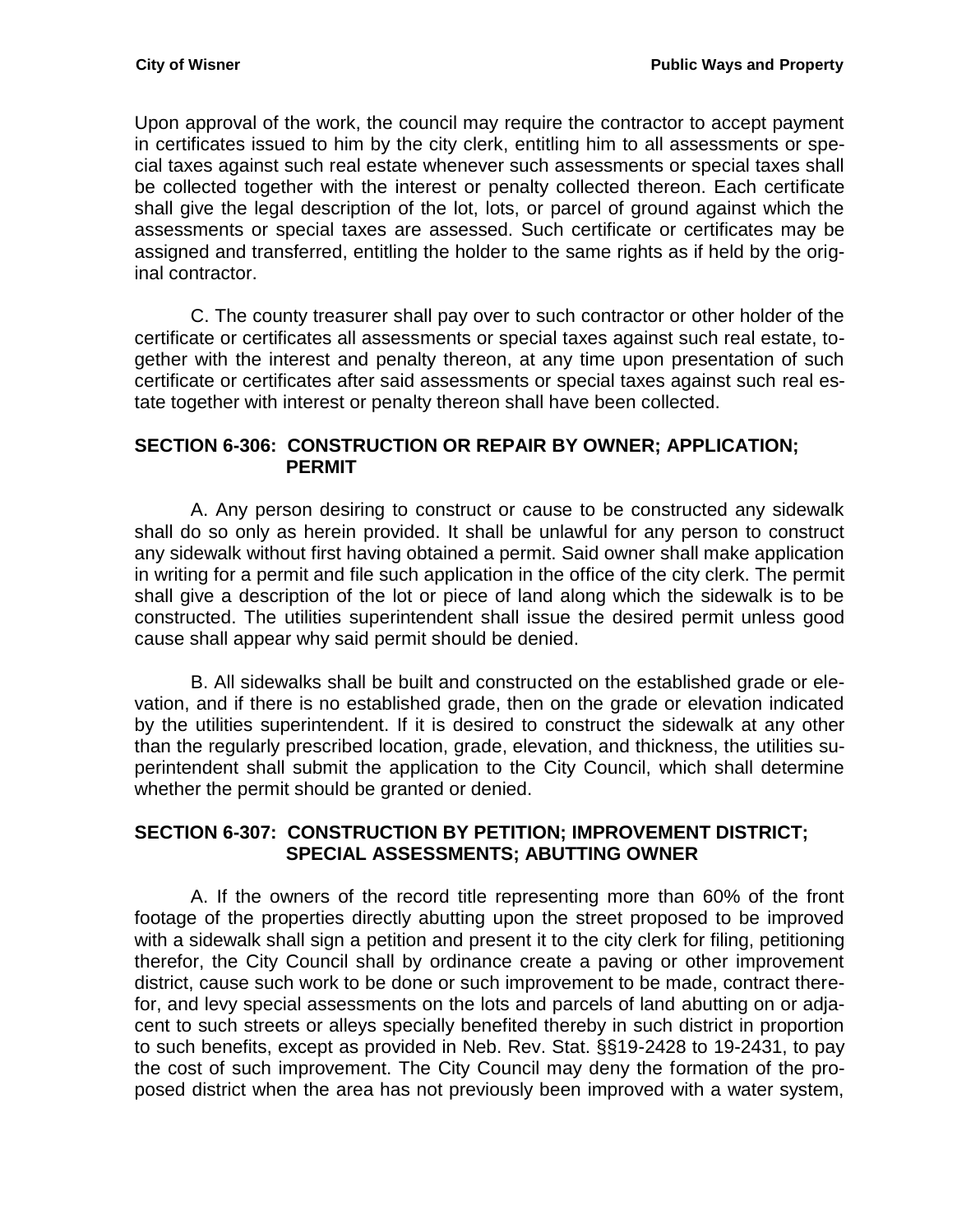Upon approval of the work, the council may require the contractor to accept payment in certificates issued to him by the city clerk, entitling him to all assessments or special taxes against such real estate whenever such assessments or special taxes shall be collected together with the interest or penalty collected thereon. Each certificate shall give the legal description of the lot, lots, or parcel of ground against which the assessments or special taxes are assessed. Such certificate or certificates may be assigned and transferred, entitling the holder to the same rights as if held by the original contractor.

C. The county treasurer shall pay over to such contractor or other holder of the certificate or certificates all assessments or special taxes against such real estate, together with the interest and penalty thereon, at any time upon presentation of such certificate or certificates after said assessments or special taxes against such real estate together with interest or penalty thereon shall have been collected.

### SECTION 6-306: CONSTRUCTION OR REPAIR BY OWNER; APPLICATION; PERMIT

A. Any person desiring to construct or cause to be constructed any sidewalk shall do so only as herein provided. It shall be unlawful for any person to construct any sidewalk without first having obtained a permit. Said owner shall make application in writing for a permit and file such application in the office of the city clerk. The permit shall give a description of the lot or piece of land along which the sidewalk is to be constructed. The utilities superintendent shall issue the desired permit unless good cause shall appear why said permit should be denied.

B. All sidewalks shall be built and constructed on the established grade or elevation, and if there is no established grade, then on the grade or elevation indicated by the utilities superintendent. If it is desired to construct the sidewalk at any other than the regularly prescribed location, grade, elevation, and thickness, the utilities superintendent shall submit the application to the City Council, which shall determine whether the permit should be granted or denied.

### SECTION 6-307: CONSTRUCTION BY PETITION; IMPROVEMENT DISTRICT; SPECIAL ASSESSMENTS; ABUTTING OWNER

A. If the owners of the record title representing more than 60% of the front footage of the properties directly abutting upon the street proposed to be improved with a sidewalk shall sign a petition and present it to the city clerk for filing, petitioning therefor, the City Council shall by ordinance create a paving or other improvement district, cause such work to be done or such improvement to be made, contract therefor, and levy special assessments on the lots and parcels of land abutting on or adjacent to such streets or alleys specially benefited thereby in such district in proportion to such benefits, except as provided in Neb. Rev. Stat. §§19-2428 to 19-2431, to pay the cost of such improvement. The City Council may deny the formation of the proposed district when the area has not previously been improved with a water system,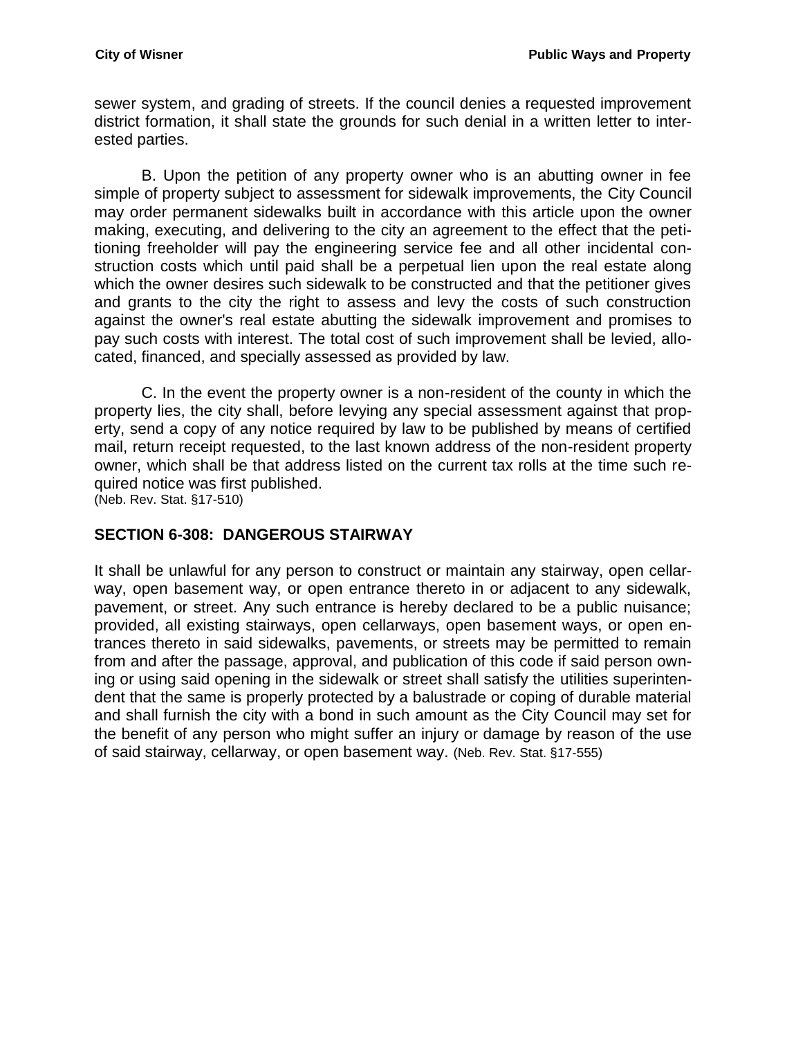sewer system, and grading of streets. If the council denies a requested improvement district formation, it shall state the grounds for such denial in a written letter to interested parties.

B. Upon the petition of any property owner who is an abutting owner in fee simple of property subject to assessment for sidewalk improvements, the City Council may order permanent sidewalks built in accordance with this article upon the owner making, executing, and delivering to the city an agreement to the effect that the petitioning freeholder will pay the engineering service fee and all other incidental construction costs which until paid shall be a perpetual lien upon the real estate along which the owner desires such sidewalk to be constructed and that the petitioner gives and grants to the city the right to assess and levy the costs of such construction against the owner's real estate abutting the sidewalk improvement and promises to pay such costs with interest. The total cost of such improvement shall be levied, allocated, financed, and specially assessed as provided by law.

C. In the event the property owner is a non-resident of the county in which the property lies, the city shall, before levying any special assessment against that property, send a copy of any notice required by law to be published by means of certified mail, return receipt requested, to the last known address of the non-resident property owner, which shall be that address listed on the current tax rolls at the time such required notice was first published.
(Neb. Rev. Stat. §17-510)

## SECTION 6-308: DANGEROUS STAIRWAY

It shall be unlawful for any person to construct or maintain any stairway, open cellarway, open basement way, or open entrance thereto in or adjacent to any sidewalk, pavement, or street. Any such entrance is hereby declared to be a public nuisance; provided, all existing stairways, open cellarways, open basement ways, or open entrances thereto in said sidewalks, pavements, or streets may be permitted to remain from and after the passage, approval, and publication of this code if said person owning or using said opening in the sidewalk or street shall satisfy the utilities superintendent that the same is properly protected by a balustrade or coping of durable material and shall furnish the city with a bond in such amount as the City Council may set for the benefit of any person who might suffer an injury or damage by reason of the use of said stairway, cellarway, or open basement way. (Neb. Rev. Stat. §17-555)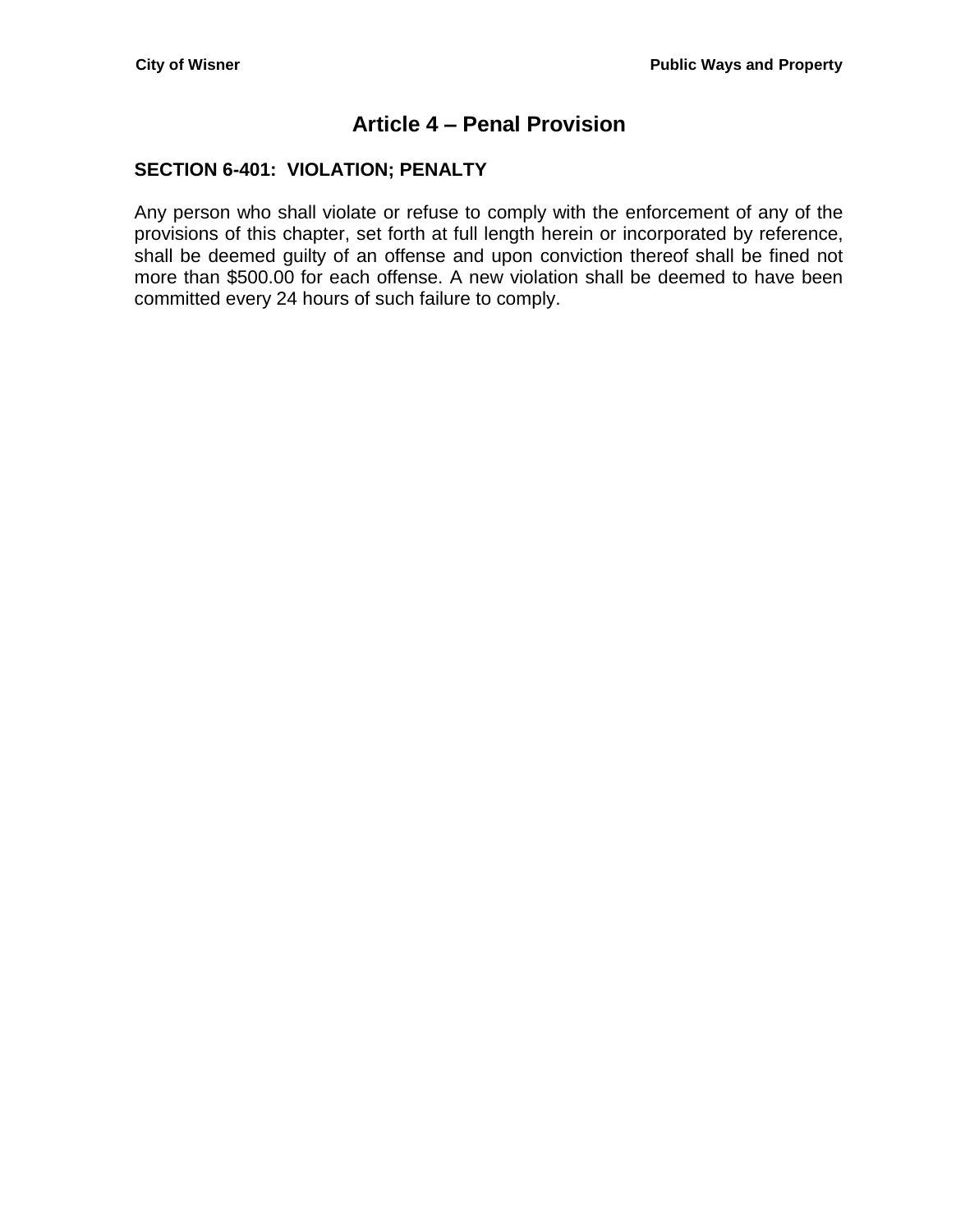# Article 4 – Penal Provision

## SECTION 6-401: VIOLATION; PENALTY

Any person who shall violate or refuse to comply with the enforcement of any of the provisions of this chapter, set forth at full length herein or incorporated by reference, shall be deemed guilty of an offense and upon conviction thereof shall be fined not more than $500.00 for each offense. A new violation shall be deemed to have been committed every 24 hours of such failure to comply.